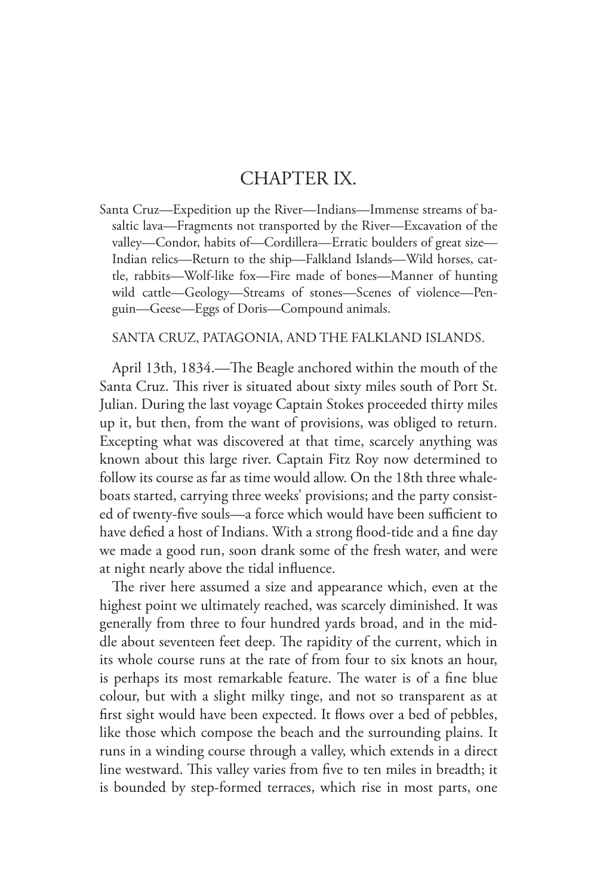# CHAPTER IX.

Santa Cruz—Expedition up the River—Indians—Immense streams of basaltic lava—Fragments not transported by the River—Excavation of the valley—Condor, habits of—Cordillera—Erratic boulders of great size—Indian relics—Return to the ship—Falkland Islands—Wild horses, cattle, rabbits—Wolf-like fox—Fire made of bones—Manner of hunting wild cattle—Geology—Streams of stones—Scenes of violence—Penguin—Geese—Eggs of Doris—Compound animals.

## SANTA CRUZ, PATAGONIA, AND THE FALKLAND ISLANDS.

April 13th, 1834.—The Beagle anchored within the mouth of the Santa Cruz. This river is situated about sixty miles south of Port St. Julian. During the last voyage Captain Stokes proceeded thirty miles up it, but then, from the want of provisions, was obliged to return. Excepting what was discovered at that time, scarcely anything was known about this large river. Captain Fitz Roy now determined to follow its course as far as time would allow. On the 18th three whale-boats started, carrying three weeks' provisions; and the party consisted of twenty-five souls—a force which would have been sufficient to have defied a host of Indians. With a strong flood-tide and a fine day we made a good run, soon drank some of the fresh water, and were at night nearly above the tidal influence.

The river here assumed a size and appearance which, even at the highest point we ultimately reached, was scarcely diminished. It was generally from three to four hundred yards broad, and in the middle about seventeen feet deep. The rapidity of the current, which in its whole course runs at the rate of from four to six knots an hour, is perhaps its most remarkable feature. The water is of a fine blue colour, but with a slight milky tinge, and not so transparent as at first sight would have been expected. It flows over a bed of pebbles, like those which compose the beach and the surrounding plains. It runs in a winding course through a valley, which extends in a direct line westward. This valley varies from five to ten miles in breadth; it is bounded by step-formed terraces, which rise in most parts, one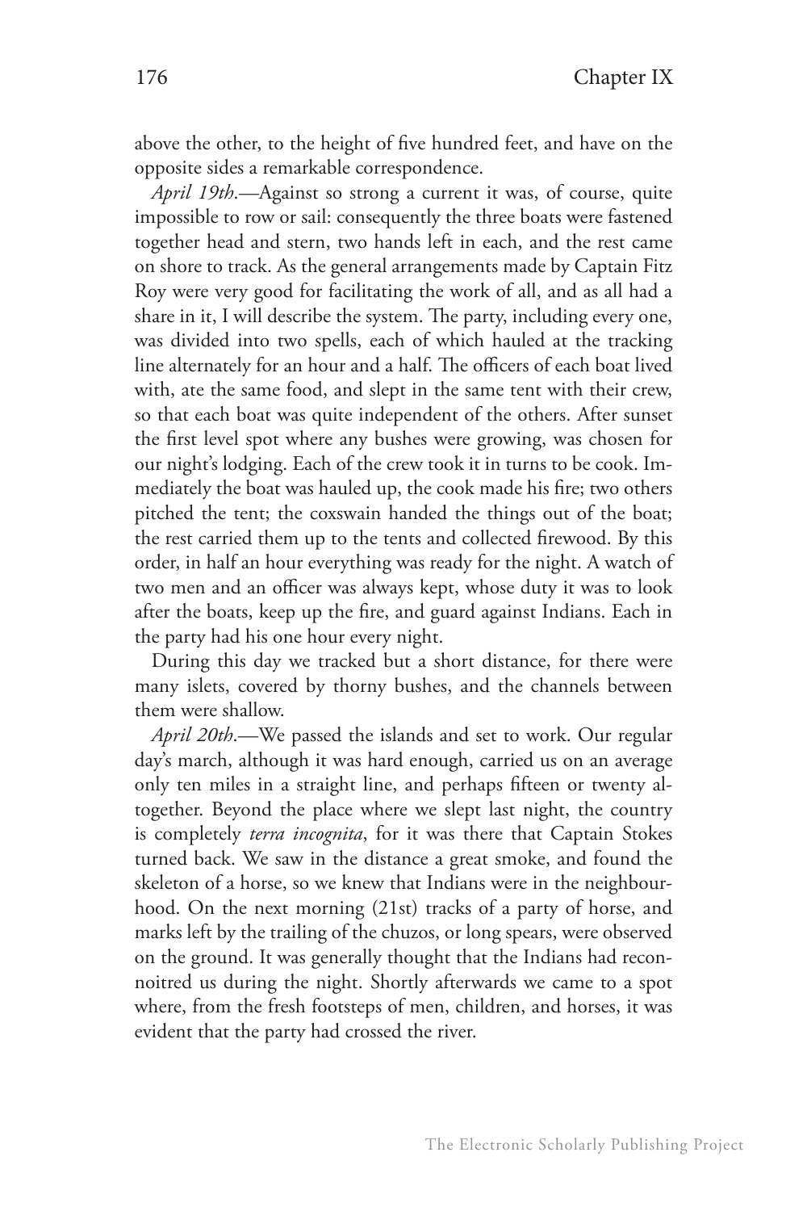above the other, to the height of five hundred feet, and have on the opposite sides a remarkable correspondence.

*April 19th*.—Against so strong a current it was, of course, quite impossible to row or sail: consequently the three boats were fastened together head and stern, two hands left in each, and the rest came on shore to track. As the general arrangements made by Captain Fitz Roy were very good for facilitating the work of all, and as all had a share in it, I will describe the system. The party, including every one, was divided into two spells, each of which hauled at the tracking line alternately for an hour and a half. The officers of each boat lived with, ate the same food, and slept in the same tent with their crew, so that each boat was quite independent of the others. After sunset the first level spot where any bushes were growing, was chosen for our night's lodging. Each of the crew took it in turns to be cook. Immediately the boat was hauled up, the cook made his fire; two others pitched the tent; the coxswain handed the things out of the boat; the rest carried them up to the tents and collected firewood. By this order, in half an hour everything was ready for the night. A watch of two men and an officer was always kept, whose duty it was to look after the boats, keep up the fire, and guard against Indians. Each in the party had his one hour every night.

During this day we tracked but a short distance, for there were many islets, covered by thorny bushes, and the channels between them were shallow.

*April 20th*.—We passed the islands and set to work. Our regular day's march, although it was hard enough, carried us on an average only ten miles in a straight line, and perhaps fifteen or twenty altogether. Beyond the place where we slept last night, the country is completely *terra incognita*, for it was there that Captain Stokes turned back. We saw in the distance a great smoke, and found the skeleton of a horse, so we knew that Indians were in the neighbourhood. On the next morning (21st) tracks of a party of horse, and marks left by the trailing of the chuzos, or long spears, were observed on the ground. It was generally thought that the Indians had reconnoitred us during the night. Shortly afterwards we came to a spot where, from the fresh footsteps of men, children, and horses, it was evident that the party had crossed the river.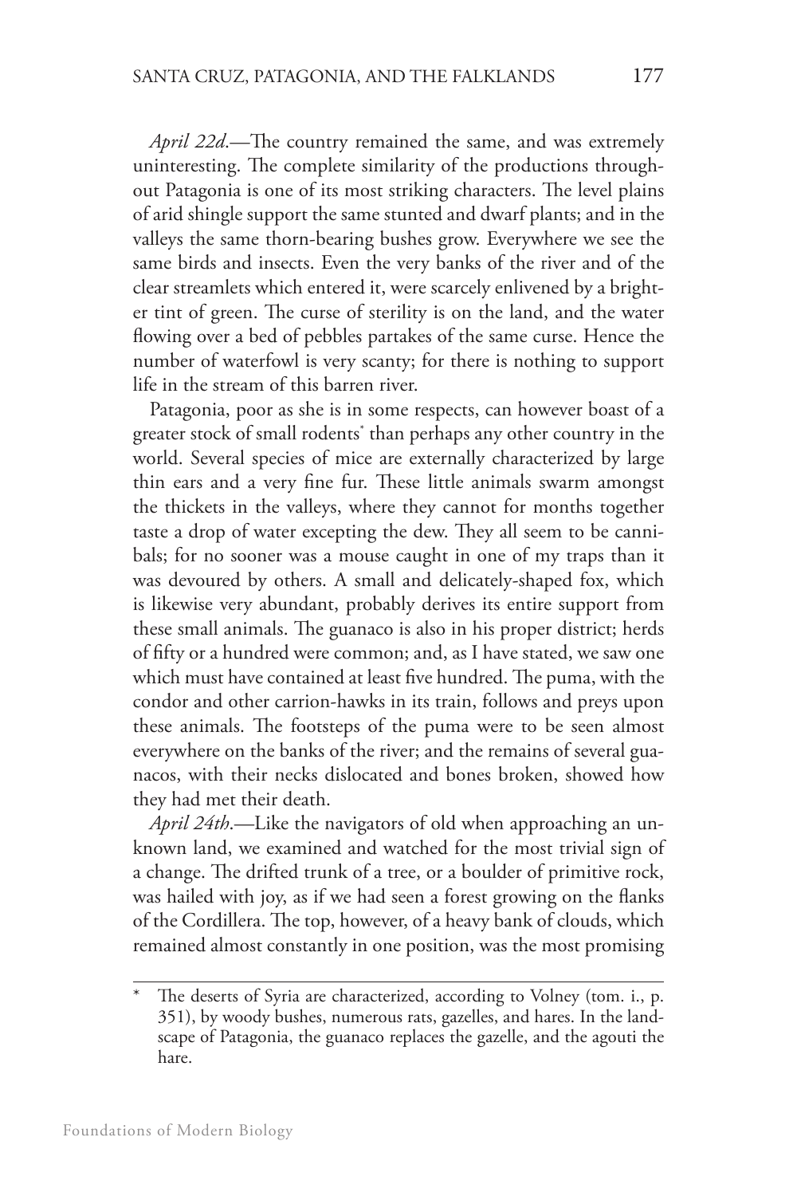*April 22d*.—The country remained the same, and was extremely uninteresting. The complete similarity of the productions throughout Patagonia is one of its most striking characters. The level plains of arid shingle support the same stunted and dwarf plants; and in the valleys the same thorn-bearing bushes grow. Everywhere we see the same birds and insects. Even the very banks of the river and of the clear streamlets which entered it, were scarcely enlivened by a brighter tint of green. The curse of sterility is on the land, and the water flowing over a bed of pebbles partakes of the same curse. Hence the number of waterfowl is very scanty; for there is nothing to support life in the stream of this barren river.

Patagonia, poor as she is in some respects, can however boast of a greater stock of small rodents* than perhaps any other country in the world. Several species of mice are externally characterized by large thin ears and a very fine fur. These little animals swarm amongst the thickets in the valleys, where they cannot for months together taste a drop of water excepting the dew. They all seem to be cannibals; for no sooner was a mouse caught in one of my traps than it was devoured by others. A small and delicately-shaped fox, which is likewise very abundant, probably derives its entire support from these small animals. The guanaco is also in his proper district; herds of fifty or a hundred were common; and, as I have stated, we saw one which must have contained at least five hundred. The puma, with the condor and other carrion-hawks in its train, follows and preys upon these animals. The footsteps of the puma were to be seen almost everywhere on the banks of the river; and the remains of several guanacos, with their necks dislocated and bones broken, showed how they had met their death.

*April 24th*.—Like the navigators of old when approaching an unknown land, we examined and watched for the most trivial sign of a change. The drifted trunk of a tree, or a boulder of primitive rock, was hailed with joy, as if we had seen a forest growing on the flanks of the Cordillera. The top, however, of a heavy bank of clouds, which remained almost constantly in one position, was the most promising

---

\* The deserts of Syria are characterized, according to Volney (tom. i., p. 351), by woody bushes, numerous rats, gazelles, and hares. In the landscape of Patagonia, the guanaco replaces the gazelle, and the agouti the hare.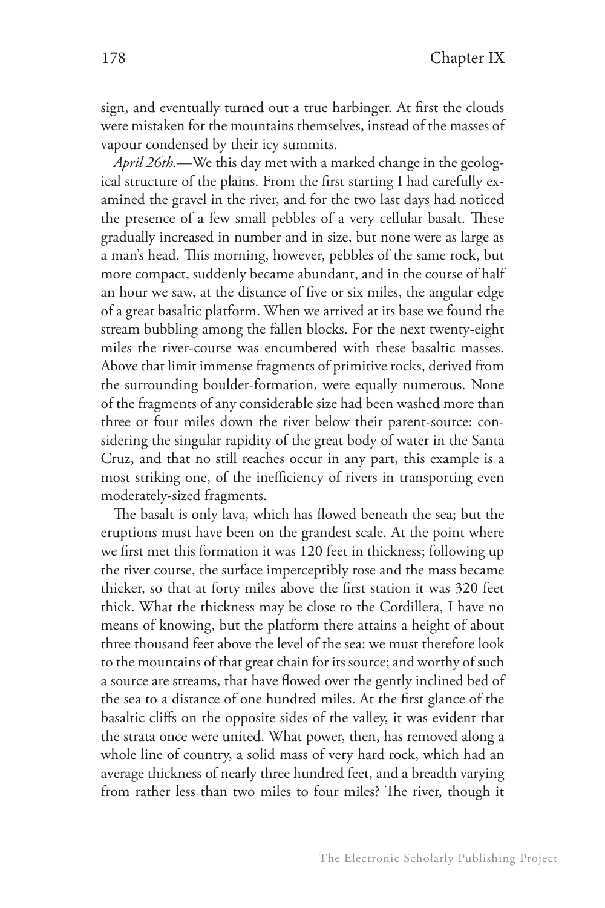sign, and eventually turned out a true harbinger. At first the clouds were mistaken for the mountains themselves, instead of the masses of vapour condensed by their icy summits.

*April 26th.*—We this day met with a marked change in the geological structure of the plains. From the first starting I had carefully examined the gravel in the river, and for the two last days had noticed the presence of a few small pebbles of a very cellular basalt. These gradually increased in number and in size, but none were as large as a man's head. This morning, however, pebbles of the same rock, but more compact, suddenly became abundant, and in the course of half an hour we saw, at the distance of five or six miles, the angular edge of a great basaltic platform. When we arrived at its base we found the stream bubbling among the fallen blocks. For the next twenty-eight miles the river-course was encumbered with these basaltic masses. Above that limit immense fragments of primitive rocks, derived from the surrounding boulder-formation, were equally numerous. None of the fragments of any considerable size had been washed more than three or four miles down the river below their parent-source: considering the singular rapidity of the great body of water in the Santa Cruz, and that no still reaches occur in any part, this example is a most striking one, of the inefficiency of rivers in transporting even moderately-sized fragments.

The basalt is only lava, which has flowed beneath the sea; but the eruptions must have been on the grandest scale. At the point where we first met this formation it was 120 feet in thickness; following up the river course, the surface imperceptibly rose and the mass became thicker, so that at forty miles above the first station it was 320 feet thick. What the thickness may be close to the Cordillera, I have no means of knowing, but the platform there attains a height of about three thousand feet above the level of the sea: we must therefore look to the mountains of that great chain for its source; and worthy of such a source are streams, that have flowed over the gently inclined bed of the sea to a distance of one hundred miles. At the first glance of the basaltic cliffs on the opposite sides of the valley, it was evident that the strata once were united. What power, then, has removed along a whole line of country, a solid mass of very hard rock, which had an average thickness of nearly three hundred feet, and a breadth varying from rather less than two miles to four miles? The river, though it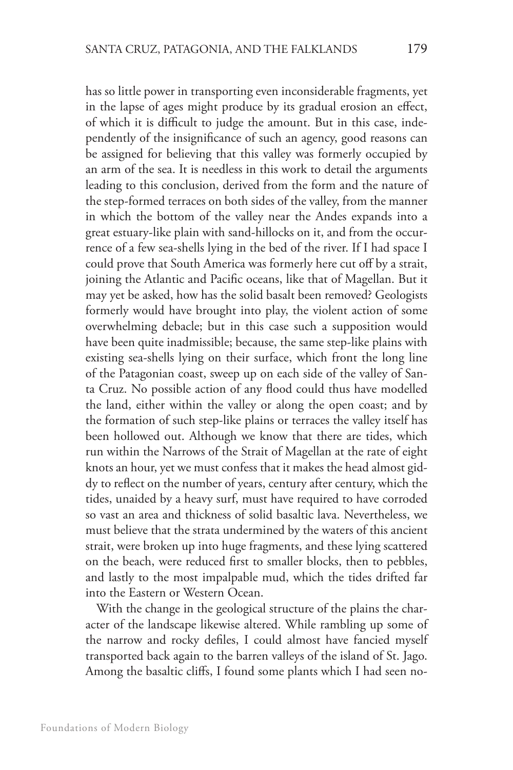has so little power in transporting even inconsiderable fragments, yet in the lapse of ages might produce by its gradual erosion an effect, of which it is difficult to judge the amount. But in this case, independently of the insignificance of such an agency, good reasons can be assigned for believing that this valley was formerly occupied by an arm of the sea. It is needless in this work to detail the arguments leading to this conclusion, derived from the form and the nature of the step-formed terraces on both sides of the valley, from the manner in which the bottom of the valley near the Andes expands into a great estuary-like plain with sand-hillocks on it, and from the occurrence of a few sea-shells lying in the bed of the river. If I had space I could prove that South America was formerly here cut off by a strait, joining the Atlantic and Pacific oceans, like that of Magellan. But it may yet be asked, how has the solid basalt been removed? Geologists formerly would have brought into play, the violent action of some overwhelming debacle; but in this case such a supposition would have been quite inadmissible; because, the same step-like plains with existing sea-shells lying on their surface, which front the long line of the Patagonian coast, sweep up on each side of the valley of Santa Cruz. No possible action of any flood could thus have modelled the land, either within the valley or along the open coast; and by the formation of such step-like plains or terraces the valley itself has been hollowed out. Although we know that there are tides, which run within the Narrows of the Strait of Magellan at the rate of eight knots an hour, yet we must confess that it makes the head almost giddy to reflect on the number of years, century after century, which the tides, unaided by a heavy surf, must have required to have corroded so vast an area and thickness of solid basaltic lava. Nevertheless, we must believe that the strata undermined by the waters of this ancient strait, were broken up into huge fragments, and these lying scattered on the beach, were reduced first to smaller blocks, then to pebbles, and lastly to the most impalpable mud, which the tides drifted far into the Eastern or Western Ocean.

With the change in the geological structure of the plains the character of the landscape likewise altered. While rambling up some of the narrow and rocky defiles, I could almost have fancied myself transported back again to the barren valleys of the island of St. Jago. Among the basaltic cliffs, I found some plants which I had seen no-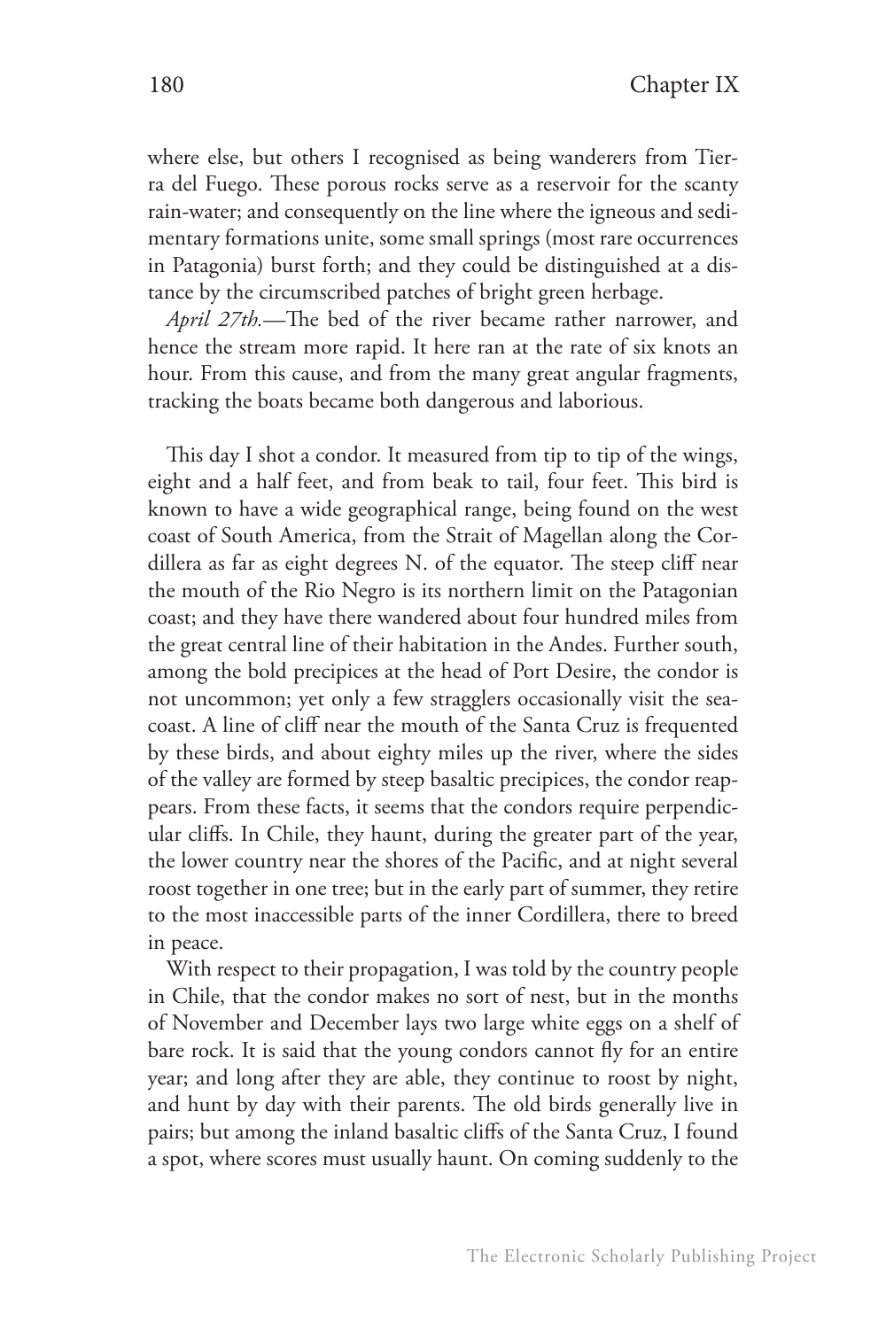where else, but others I recognised as being wanderers from Tierra del Fuego. These porous rocks serve as a reservoir for the scanty rain-water; and consequently on the line where the igneous and sedimentary formations unite, some small springs (most rare occurrences in Patagonia) burst forth; and they could be distinguished at a distance by the circumscribed patches of bright green herbage.

*April 27th.*—The bed of the river became rather narrower, and hence the stream more rapid. It here ran at the rate of six knots an hour. From this cause, and from the many great angular fragments, tracking the boats became both dangerous and laborious.

This day I shot a condor. It measured from tip to tip of the wings, eight and a half feet, and from beak to tail, four feet. This bird is known to have a wide geographical range, being found on the west coast of South America, from the Strait of Magellan along the Cordillera as far as eight degrees N. of the equator. The steep cliff near the mouth of the Rio Negro is its northern limit on the Patagonian coast; and they have there wandered about four hundred miles from the great central line of their habitation in the Andes. Further south, among the bold precipices at the head of Port Desire, the condor is not uncommon; yet only a few stragglers occasionally visit the seacoast. A line of cliff near the mouth of the Santa Cruz is frequented by these birds, and about eighty miles up the river, where the sides of the valley are formed by steep basaltic precipices, the condor reappears. From these facts, it seems that the condors require perpendicular cliffs. In Chile, they haunt, during the greater part of the year, the lower country near the shores of the Pacific, and at night several roost together in one tree; but in the early part of summer, they retire to the most inaccessible parts of the inner Cordillera, there to breed in peace.

With respect to their propagation, I was told by the country people in Chile, that the condor makes no sort of nest, but in the months of November and December lays two large white eggs on a shelf of bare rock. It is said that the young condors cannot fly for an entire year; and long after they are able, they continue to roost by night, and hunt by day with their parents. The old birds generally live in pairs; but among the inland basaltic cliffs of the Santa Cruz, I found a spot, where scores must usually haunt. On coming suddenly to the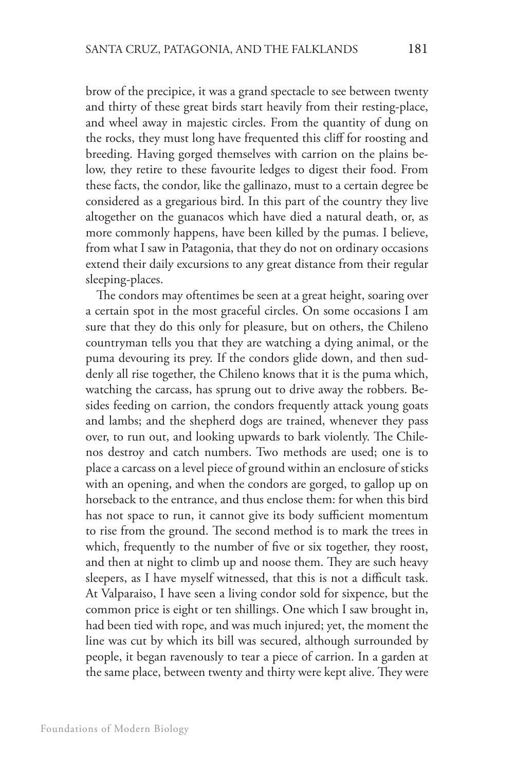brow of the precipice, it was a grand spectacle to see between twenty and thirty of these great birds start heavily from their resting-place, and wheel away in majestic circles. From the quantity of dung on the rocks, they must long have frequented this cliff for roosting and breeding. Having gorged themselves with carrion on the plains below, they retire to these favourite ledges to digest their food. From these facts, the condor, like the gallinazo, must to a certain degree be considered as a gregarious bird. In this part of the country they live altogether on the guanacos which have died a natural death, or, as more commonly happens, have been killed by the pumas. I believe, from what I saw in Patagonia, that they do not on ordinary occasions extend their daily excursions to any great distance from their regular sleeping-places.

The condors may oftentimes be seen at a great height, soaring over a certain spot in the most graceful circles. On some occasions I am sure that they do this only for pleasure, but on others, the Chileno countryman tells you that they are watching a dying animal, or the puma devouring its prey. If the condors glide down, and then suddenly all rise together, the Chileno knows that it is the puma which, watching the carcass, has sprung out to drive away the robbers. Besides feeding on carrion, the condors frequently attack young goats and lambs; and the shepherd dogs are trained, whenever they pass over, to run out, and looking upwards to bark violently. The Chilenos destroy and catch numbers. Two methods are used; one is to place a carcass on a level piece of ground within an enclosure of sticks with an opening, and when the condors are gorged, to gallop up on horseback to the entrance, and thus enclose them: for when this bird has not space to run, it cannot give its body sufficient momentum to rise from the ground. The second method is to mark the trees in which, frequently to the number of five or six together, they roost, and then at night to climb up and noose them. They are such heavy sleepers, as I have myself witnessed, that this is not a difficult task. At Valparaiso, I have seen a living condor sold for sixpence, but the common price is eight or ten shillings. One which I saw brought in, had been tied with rope, and was much injured; yet, the moment the line was cut by which its bill was secured, although surrounded by people, it began ravenously to tear a piece of carrion. In a garden at the same place, between twenty and thirty were kept alive. They were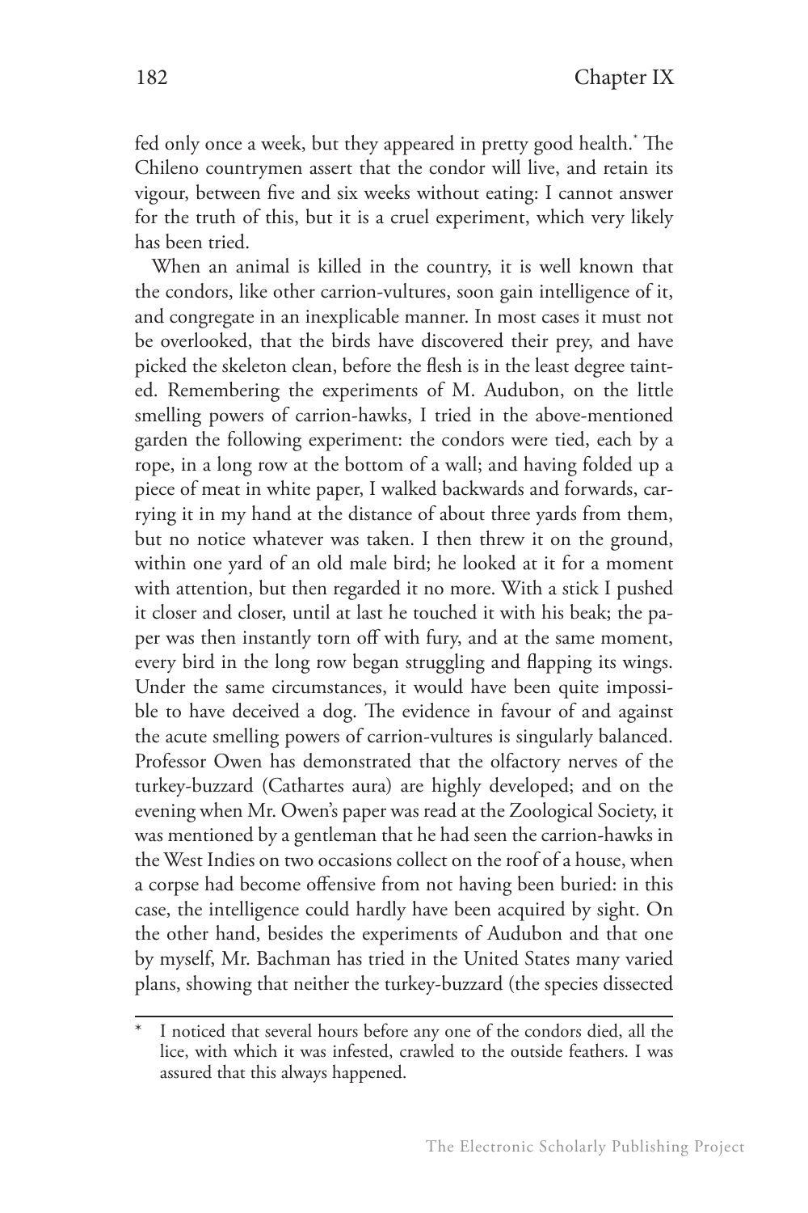fed only once a week, but they appeared in pretty good health.* The Chileno countrymen assert that the condor will live, and retain its vigour, between five and six weeks without eating: I cannot answer for the truth of this, but it is a cruel experiment, which very likely has been tried.

When an animal is killed in the country, it is well known that the condors, like other carrion-vultures, soon gain intelligence of it, and congregate in an inexplicable manner. In most cases it must not be overlooked, that the birds have discovered their prey, and have picked the skeleton clean, before the flesh is in the least degree tainted. Remembering the experiments of M. Audubon, on the little smelling powers of carrion-hawks, I tried in the above-mentioned garden the following experiment: the condors were tied, each by a rope, in a long row at the bottom of a wall; and having folded up a piece of meat in white paper, I walked backwards and forwards, carrying it in my hand at the distance of about three yards from them, but no notice whatever was taken. I then threw it on the ground, within one yard of an old male bird; he looked at it for a moment with attention, but then regarded it no more. With a stick I pushed it closer and closer, until at last he touched it with his beak; the paper was then instantly torn off with fury, and at the same moment, every bird in the long row began struggling and flapping its wings. Under the same circumstances, it would have been quite impossible to have deceived a dog. The evidence in favour of and against the acute smelling powers of carrion-vultures is singularly balanced. Professor Owen has demonstrated that the olfactory nerves of the turkey-buzzard (Cathartes aura) are highly developed; and on the evening when Mr. Owen's paper was read at the Zoological Society, it was mentioned by a gentleman that he had seen the carrion-hawks in the West Indies on two occasions collect on the roof of a house, when a corpse had become offensive from not having been buried: in this case, the intelligence could hardly have been acquired by sight. On the other hand, besides the experiments of Audubon and that one by myself, Mr. Bachman has tried in the United States many varied plans, showing that neither the turkey-buzzard (the species dissected

---

\* I noticed that several hours before any one of the condors died, all the lice, with which it was infested, crawled to the outside feathers. I was assured that this always happened.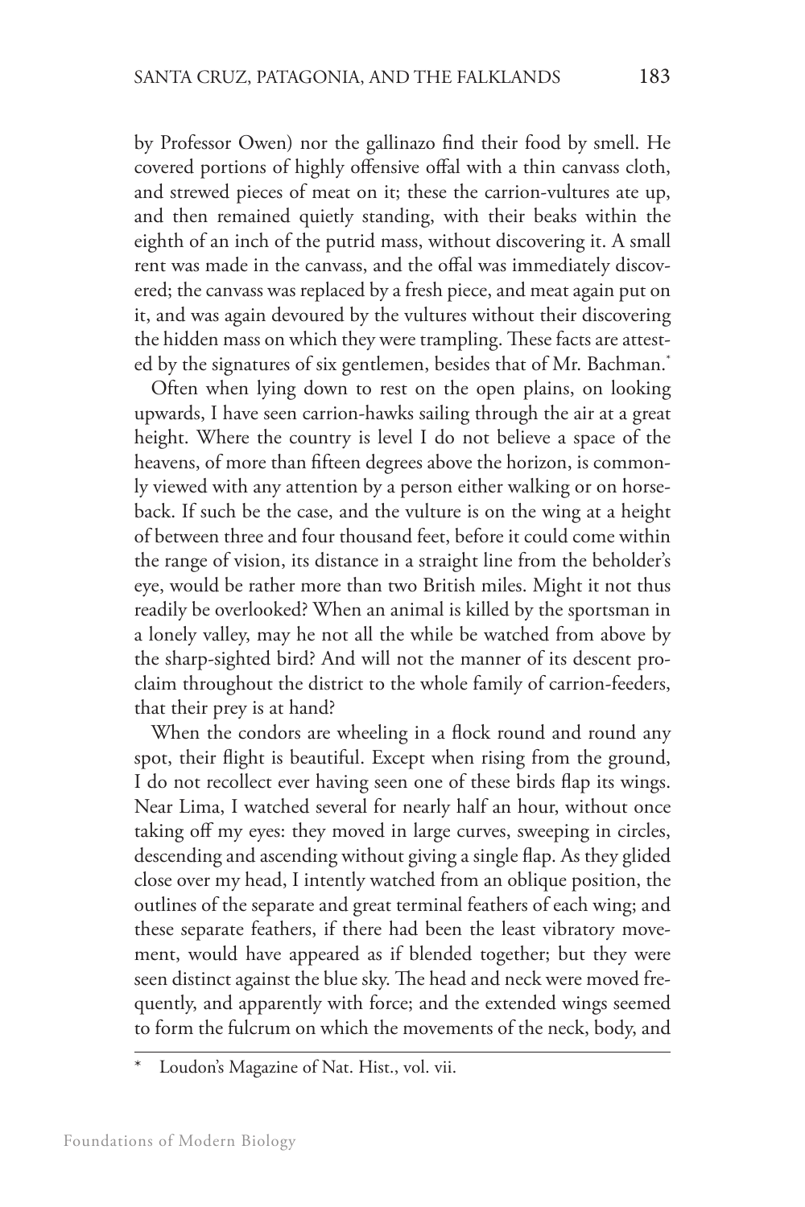by Professor Owen) nor the gallinazo find their food by smell. He covered portions of highly offensive offal with a thin canvass cloth, and strewed pieces of meat on it; these the carrion-vultures ate up, and then remained quietly standing, with their beaks within the eighth of an inch of the putrid mass, without discovering it. A small rent was made in the canvass, and the offal was immediately discovered; the canvass was replaced by a fresh piece, and meat again put on it, and was again devoured by the vultures without their discovering the hidden mass on which they were trampling. These facts are attested by the signatures of six gentlemen, besides that of Mr. Bachman.*

Often when lying down to rest on the open plains, on looking upwards, I have seen carrion-hawks sailing through the air at a great height. Where the country is level I do not believe a space of the heavens, of more than fifteen degrees above the horizon, is commonly viewed with any attention by a person either walking or on horseback. If such be the case, and the vulture is on the wing at a height of between three and four thousand feet, before it could come within the range of vision, its distance in a straight line from the beholder's eye, would be rather more than two British miles. Might it not thus readily be overlooked? When an animal is killed by the sportsman in a lonely valley, may he not all the while be watched from above by the sharp-sighted bird? And will not the manner of its descent proclaim throughout the district to the whole family of carrion-feeders, that their prey is at hand?

When the condors are wheeling in a flock round and round any spot, their flight is beautiful. Except when rising from the ground, I do not recollect ever having seen one of these birds flap its wings. Near Lima, I watched several for nearly half an hour, without once taking off my eyes: they moved in large curves, sweeping in circles, descending and ascending without giving a single flap. As they glided close over my head, I intently watched from an oblique position, the outlines of the separate and great terminal feathers of each wing; and these separate feathers, if there had been the least vibratory movement, would have appeared as if blended together; but they were seen distinct against the blue sky. The head and neck were moved frequently, and apparently with force; and the extended wings seemed to form the fulcrum on which the movements of the neck, body, and

---

* Loudon's Magazine of Nat. Hist., vol. vii.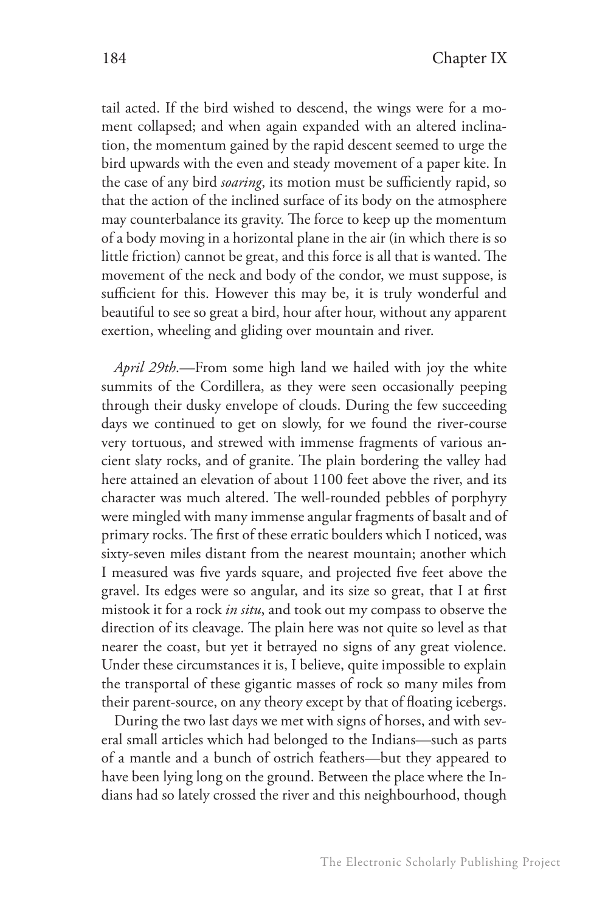tail acted. If the bird wished to descend, the wings were for a moment collapsed; and when again expanded with an altered inclination, the momentum gained by the rapid descent seemed to urge the bird upwards with the even and steady movement of a paper kite. In the case of any bird *soaring*, its motion must be sufficiently rapid, so that the action of the inclined surface of its body on the atmosphere may counterbalance its gravity. The force to keep up the momentum of a body moving in a horizontal plane in the air (in which there is so little friction) cannot be great, and this force is all that is wanted. The movement of the neck and body of the condor, we must suppose, is sufficient for this. However this may be, it is truly wonderful and beautiful to see so great a bird, hour after hour, without any apparent exertion, wheeling and gliding over mountain and river.

*April 29th*.—From some high land we hailed with joy the white summits of the Cordillera, as they were seen occasionally peeping through their dusky envelope of clouds. During the few succeeding days we continued to get on slowly, for we found the river-course very tortuous, and strewed with immense fragments of various ancient slaty rocks, and of granite. The plain bordering the valley had here attained an elevation of about 1100 feet above the river, and its character was much altered. The well-rounded pebbles of porphyry were mingled with many immense angular fragments of basalt and of primary rocks. The first of these erratic boulders which I noticed, was sixty-seven miles distant from the nearest mountain; another which I measured was five yards square, and projected five feet above the gravel. Its edges were so angular, and its size so great, that I at first mistook it for a rock *in situ*, and took out my compass to observe the direction of its cleavage. The plain here was not quite so level as that nearer the coast, but yet it betrayed no signs of any great violence. Under these circumstances it is, I believe, quite impossible to explain the transportal of these gigantic masses of rock so many miles from their parent-source, on any theory except by that of floating icebergs.

During the two last days we met with signs of horses, and with several small articles which had belonged to the Indians—such as parts of a mantle and a bunch of ostrich feathers—but they appeared to have been lying long on the ground. Between the place where the Indians had so lately crossed the river and this neighbourhood, though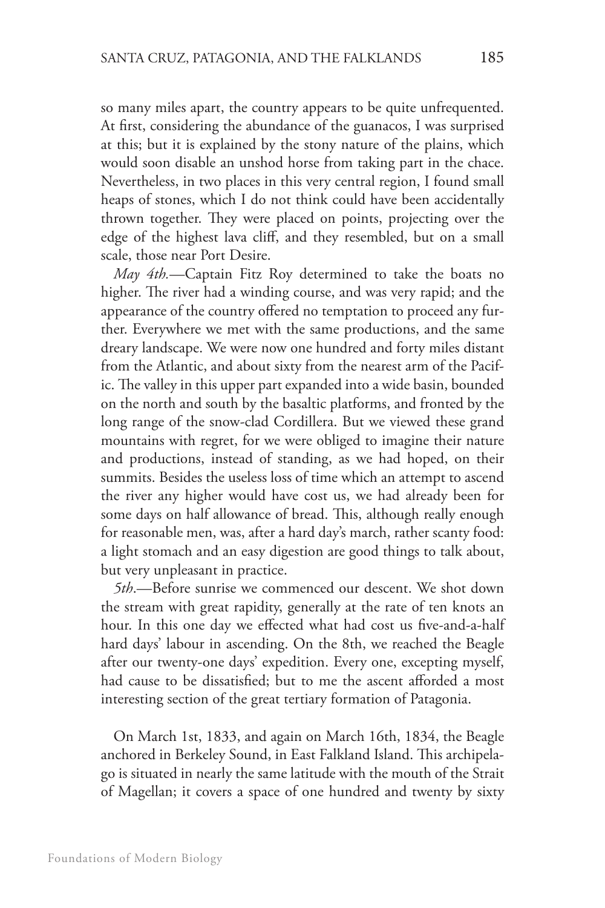so many miles apart, the country appears to be quite unfrequented. At first, considering the abundance of the guanacos, I was surprised at this; but it is explained by the stony nature of the plains, which would soon disable an unshod horse from taking part in the chace. Nevertheless, in two places in this very central region, I found small heaps of stones, which I do not think could have been accidentally thrown together. They were placed on points, projecting over the edge of the highest lava cliff, and they resembled, but on a small scale, those near Port Desire.

*May 4th.*—Captain Fitz Roy determined to take the boats no higher. The river had a winding course, and was very rapid; and the appearance of the country offered no temptation to proceed any further. Everywhere we met with the same productions, and the same dreary landscape. We were now one hundred and forty miles distant from the Atlantic, and about sixty from the nearest arm of the Pacific. The valley in this upper part expanded into a wide basin, bounded on the north and south by the basaltic platforms, and fronted by the long range of the snow-clad Cordillera. But we viewed these grand mountains with regret, for we were obliged to imagine their nature and productions, instead of standing, as we had hoped, on their summits. Besides the useless loss of time which an attempt to ascend the river any higher would have cost us, we had already been for some days on half allowance of bread. This, although really enough for reasonable men, was, after a hard day's march, rather scanty food: a light stomach and an easy digestion are good things to talk about, but very unpleasant in practice.

*5th*.—Before sunrise we commenced our descent. We shot down the stream with great rapidity, generally at the rate of ten knots an hour. In this one day we effected what had cost us five-and-a-half hard days' labour in ascending. On the 8th, we reached the Beagle after our twenty-one days' expedition. Every one, excepting myself, had cause to be dissatisfied; but to me the ascent afforded a most interesting section of the great tertiary formation of Patagonia.

On March 1st, 1833, and again on March 16th, 1834, the Beagle anchored in Berkeley Sound, in East Falkland Island. This archipelago is situated in nearly the same latitude with the mouth of the Strait of Magellan; it covers a space of one hundred and twenty by sixty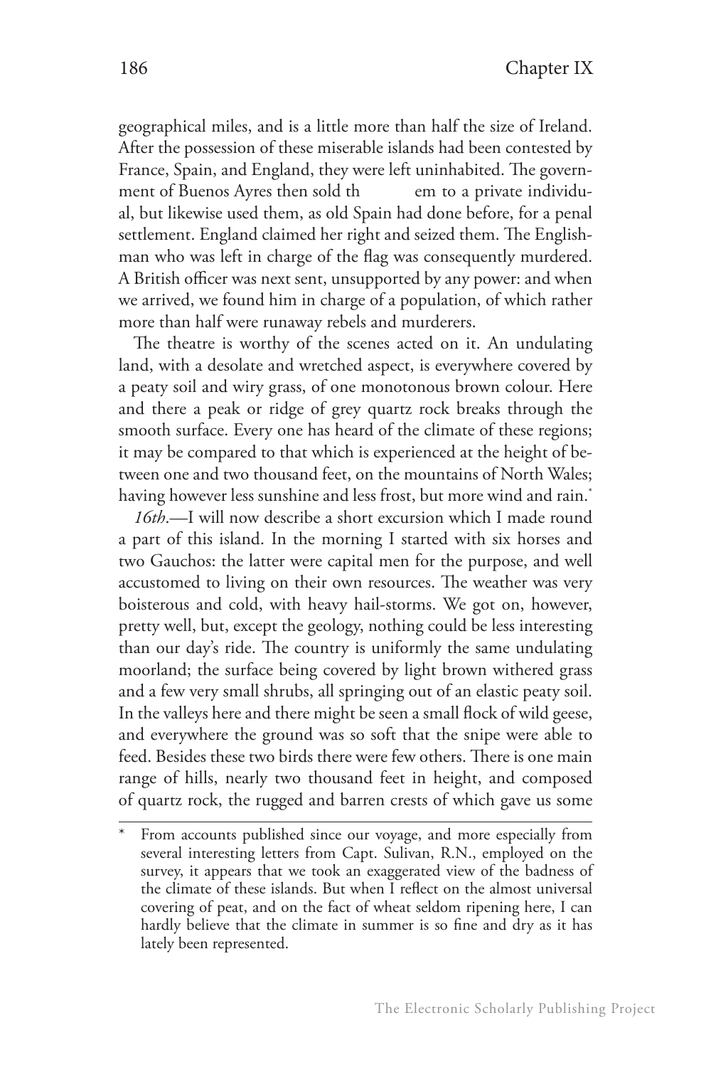geographical miles, and is a little more than half the size of Ireland. After the possession of these miserable islands had been contested by France, Spain, and England, they were left uninhabited. The government of Buenos Ayres then sold them to a private individual, but likewise used them, as old Spain had done before, for a penal settlement. England claimed her right and seized them. The Englishman who was left in charge of the flag was consequently murdered. A British officer was next sent, unsupported by any power: and when we arrived, we found him in charge of a population, of which rather more than half were runaway rebels and murderers.

The theatre is worthy of the scenes acted on it. An undulating land, with a desolate and wretched aspect, is everywhere covered by a peaty soil and wiry grass, of one monotonous brown colour. Here and there a peak or ridge of grey quartz rock breaks through the smooth surface. Every one has heard of the climate of these regions; it may be compared to that which is experienced at the height of between one and two thousand feet, on the mountains of North Wales; having however less sunshine and less frost, but more wind and rain.*

*16th*.—I will now describe a short excursion which I made round a part of this island. In the morning I started with six horses and two Gauchos: the latter were capital men for the purpose, and well accustomed to living on their own resources. The weather was very boisterous and cold, with heavy hail-storms. We got on, however, pretty well, but, except the geology, nothing could be less interesting than our day's ride. The country is uniformly the same undulating moorland; the surface being covered by light brown withered grass and a few very small shrubs, all springing out of an elastic peaty soil. In the valleys here and there might be seen a small flock of wild geese, and everywhere the ground was so soft that the snipe were able to feed. Besides these two birds there were few others. There is one main range of hills, nearly two thousand feet in height, and composed of quartz rock, the rugged and barren crests of which gave us some

---

\* From accounts published since our voyage, and more especially from several interesting letters from Capt. Sulivan, R.N., employed on the survey, it appears that we took an exaggerated view of the badness of the climate of these islands. But when I reflect on the almost universal covering of peat, and on the fact of wheat seldom ripening here, I can hardly believe that the climate in summer is so fine and dry as it has lately been represented.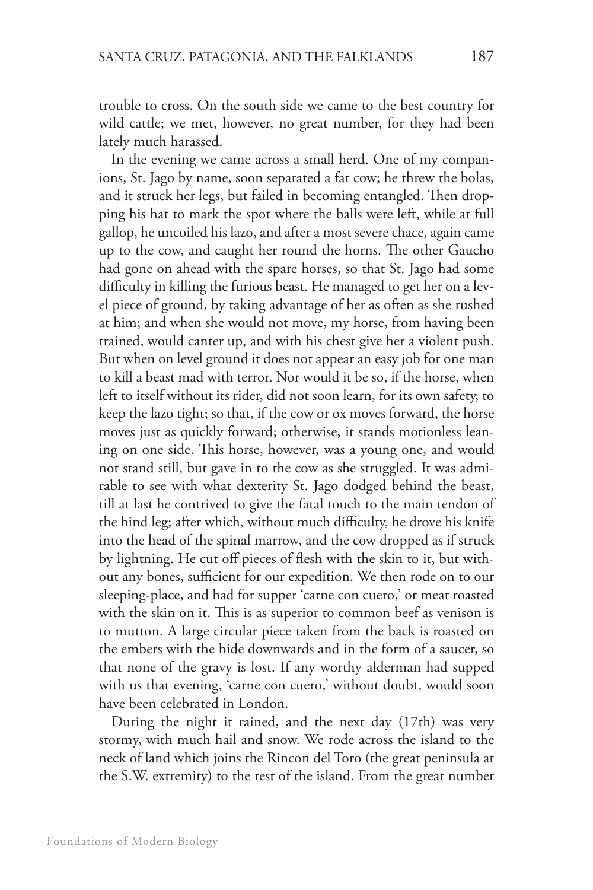trouble to cross. On the south side we came to the best country for wild cattle; we met, however, no great number, for they had been lately much harassed.

In the evening we came across a small herd. One of my companions, St. Jago by name, soon separated a fat cow; he threw the bolas, and it struck her legs, but failed in becoming entangled. Then dropping his hat to mark the spot where the balls were left, while at full gallop, he uncoiled his lazo, and after a most severe chace, again came up to the cow, and caught her round the horns. The other Gaucho had gone on ahead with the spare horses, so that St. Jago had some difficulty in killing the furious beast. He managed to get her on a level piece of ground, by taking advantage of her as often as she rushed at him; and when she would not move, my horse, from having been trained, would canter up, and with his chest give her a violent push. But when on level ground it does not appear an easy job for one man to kill a beast mad with terror. Nor would it be so, if the horse, when left to itself without its rider, did not soon learn, for its own safety, to keep the lazo tight; so that, if the cow or ox moves forward, the horse moves just as quickly forward; otherwise, it stands motionless leaning on one side. This horse, however, was a young one, and would not stand still, but gave in to the cow as she struggled. It was admirable to see with what dexterity St. Jago dodged behind the beast, till at last he contrived to give the fatal touch to the main tendon of the hind leg; after which, without much difficulty, he drove his knife into the head of the spinal marrow, and the cow dropped as if struck by lightning. He cut off pieces of flesh with the skin to it, but without any bones, sufficient for our expedition. We then rode on to our sleeping-place, and had for supper 'carne con cuero,' or meat roasted with the skin on it. This is as superior to common beef as venison is to mutton. A large circular piece taken from the back is roasted on the embers with the hide downwards and in the form of a saucer, so that none of the gravy is lost. If any worthy alderman had supped with us that evening, 'carne con cuero,' without doubt, would soon have been celebrated in London.

During the night it rained, and the next day (17th) was very stormy, with much hail and snow. We rode across the island to the neck of land which joins the Rincon del Toro (the great peninsula at the S.W. extremity) to the rest of the island. From the great number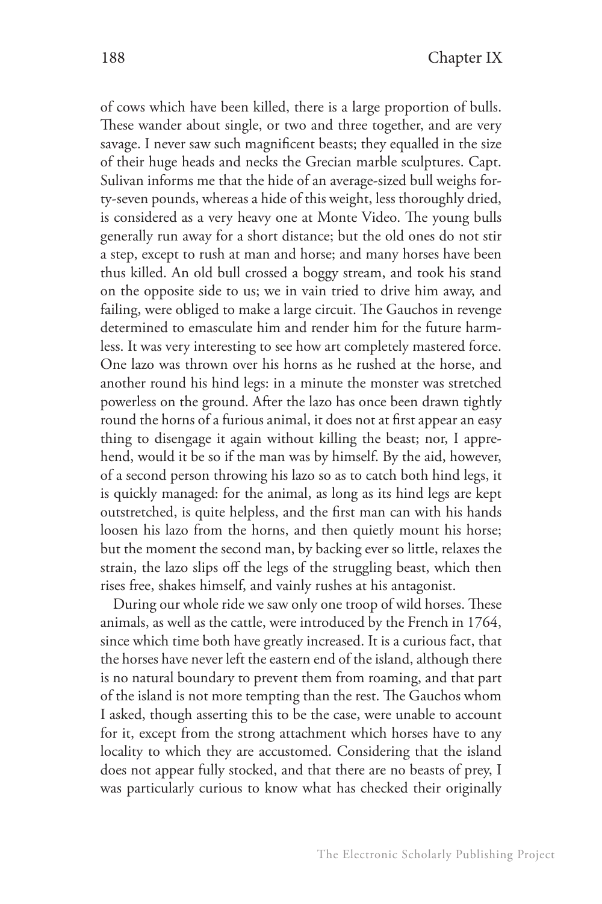of cows which have been killed, there is a large proportion of bulls. These wander about single, or two and three together, and are very savage. I never saw such magnificent beasts; they equalled in the size of their huge heads and necks the Grecian marble sculptures. Capt. Sulivan informs me that the hide of an average-sized bull weighs forty-seven pounds, whereas a hide of this weight, less thoroughly dried, is considered as a very heavy one at Monte Video. The young bulls generally run away for a short distance; but the old ones do not stir a step, except to rush at man and horse; and many horses have been thus killed. An old bull crossed a boggy stream, and took his stand on the opposite side to us; we in vain tried to drive him away, and failing, were obliged to make a large circuit. The Gauchos in revenge determined to emasculate him and render him for the future harmless. It was very interesting to see how art completely mastered force. One lazo was thrown over his horns as he rushed at the horse, and another round his hind legs: in a minute the monster was stretched powerless on the ground. After the lazo has once been drawn tightly round the horns of a furious animal, it does not at first appear an easy thing to disengage it again without killing the beast; nor, I apprehend, would it be so if the man was by himself. By the aid, however, of a second person throwing his lazo so as to catch both hind legs, it is quickly managed: for the animal, as long as its hind legs are kept outstretched, is quite helpless, and the first man can with his hands loosen his lazo from the horns, and then quietly mount his horse; but the moment the second man, by backing ever so little, relaxes the strain, the lazo slips off the legs of the struggling beast, which then rises free, shakes himself, and vainly rushes at his antagonist.

During our whole ride we saw only one troop of wild horses. These animals, as well as the cattle, were introduced by the French in 1764, since which time both have greatly increased. It is a curious fact, that the horses have never left the eastern end of the island, although there is no natural boundary to prevent them from roaming, and that part of the island is not more tempting than the rest. The Gauchos whom I asked, though asserting this to be the case, were unable to account for it, except from the strong attachment which horses have to any locality to which they are accustomed. Considering that the island does not appear fully stocked, and that there are no beasts of prey, I was particularly curious to know what has checked their originally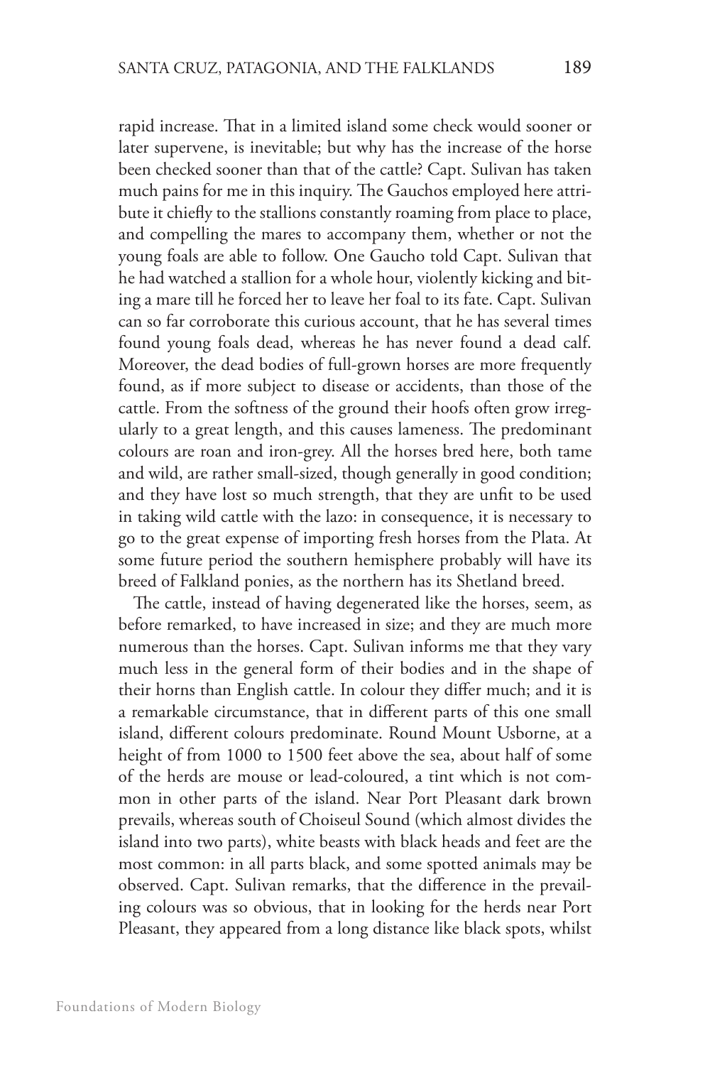rapid increase. That in a limited island some check would sooner or later supervene, is inevitable; but why has the increase of the horse been checked sooner than that of the cattle? Capt. Sulivan has taken much pains for me in this inquiry. The Gauchos employed here attribute it chiefly to the stallions constantly roaming from place to place, and compelling the mares to accompany them, whether or not the young foals are able to follow. One Gaucho told Capt. Sulivan that he had watched a stallion for a whole hour, violently kicking and biting a mare till he forced her to leave her foal to its fate. Capt. Sulivan can so far corroborate this curious account, that he has several times found young foals dead, whereas he has never found a dead calf. Moreover, the dead bodies of full-grown horses are more frequently found, as if more subject to disease or accidents, than those of the cattle. From the softness of the ground their hoofs often grow irregularly to a great length, and this causes lameness. The predominant colours are roan and iron-grey. All the horses bred here, both tame and wild, are rather small-sized, though generally in good condition; and they have lost so much strength, that they are unfit to be used in taking wild cattle with the lazo: in consequence, it is necessary to go to the great expense of importing fresh horses from the Plata. At some future period the southern hemisphere probably will have its breed of Falkland ponies, as the northern has its Shetland breed.

The cattle, instead of having degenerated like the horses, seem, as before remarked, to have increased in size; and they are much more numerous than the horses. Capt. Sulivan informs me that they vary much less in the general form of their bodies and in the shape of their horns than English cattle. In colour they differ much; and it is a remarkable circumstance, that in different parts of this one small island, different colours predominate. Round Mount Usborne, at a height of from 1000 to 1500 feet above the sea, about half of some of the herds are mouse or lead-coloured, a tint which is not common in other parts of the island. Near Port Pleasant dark brown prevails, whereas south of Choiseul Sound (which almost divides the island into two parts), white beasts with black heads and feet are the most common: in all parts black, and some spotted animals may be observed. Capt. Sulivan remarks, that the difference in the prevailing colours was so obvious, that in looking for the herds near Port Pleasant, they appeared from a long distance like black spots, whilst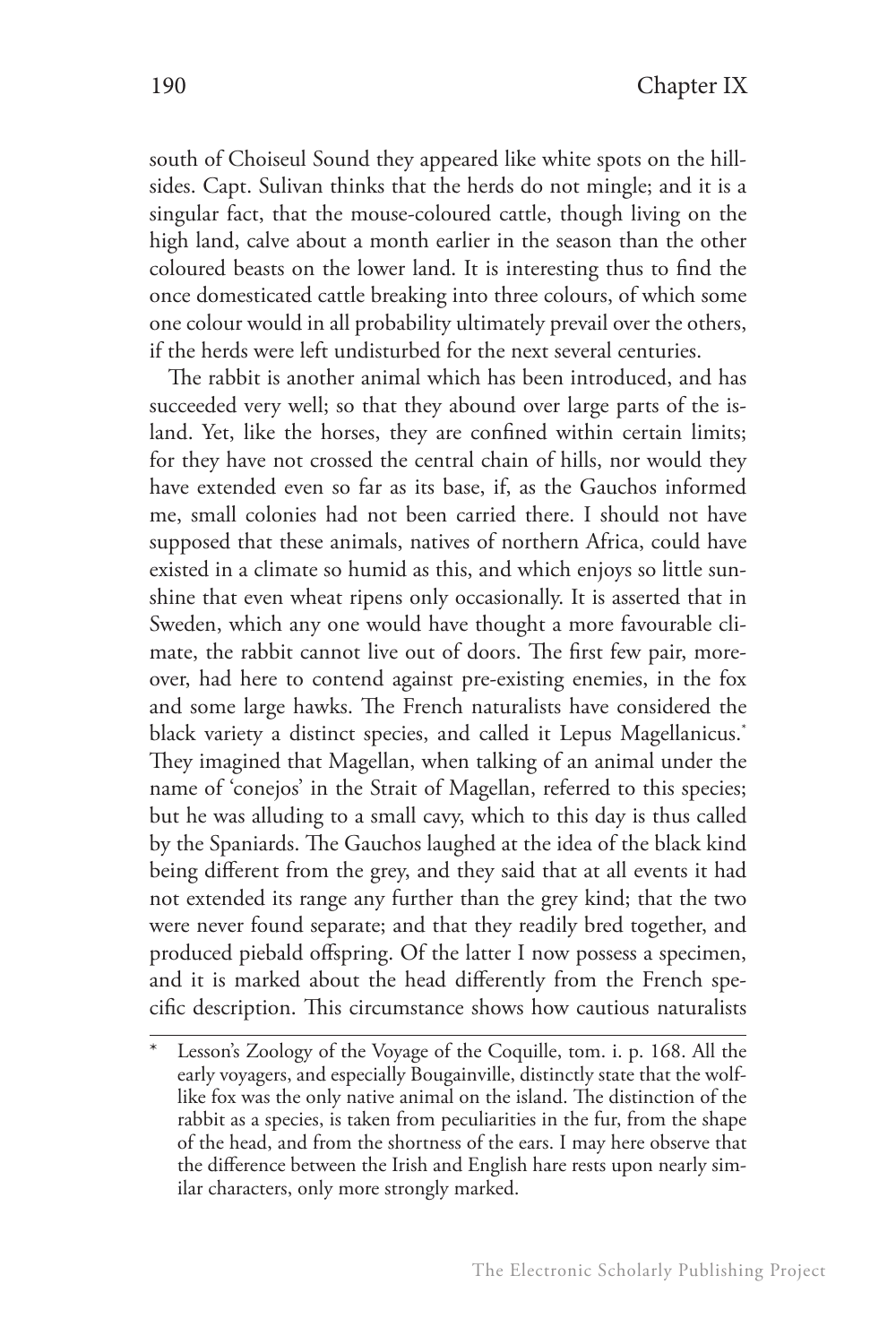south of Choiseul Sound they appeared like white spots on the hill-sides. Capt. Sulivan thinks that the herds do not mingle; and it is a singular fact, that the mouse-coloured cattle, though living on the high land, calve about a month earlier in the season than the other coloured beasts on the lower land. It is interesting thus to find the once domesticated cattle breaking into three colours, of which some one colour would in all probability ultimately prevail over the others, if the herds were left undisturbed for the next several centuries.

The rabbit is another animal which has been introduced, and has succeeded very well; so that they abound over large parts of the island. Yet, like the horses, they are confined within certain limits; for they have not crossed the central chain of hills, nor would they have extended even so far as its base, if, as the Gauchos informed me, small colonies had not been carried there. I should not have supposed that these animals, natives of northern Africa, could have existed in a climate so humid as this, and which enjoys so little sunshine that even wheat ripens only occasionally. It is asserted that in Sweden, which any one would have thought a more favourable climate, the rabbit cannot live out of doors. The first few pair, moreover, had here to contend against pre-existing enemies, in the fox and some large hawks. The French naturalists have considered the black variety a distinct species, and called it Lepus Magellanicus.* They imagined that Magellan, when talking of an animal under the name of 'conejos' in the Strait of Magellan, referred to this species; but he was alluding to a small cavy, which to this day is thus called by the Spaniards. The Gauchos laughed at the idea of the black kind being different from the grey, and they said that at all events it had not extended its range any further than the grey kind; that the two were never found separate; and that they readily bred together, and produced piebald offspring. Of the latter I now possess a specimen, and it is marked about the head differently from the French specific description. This circumstance shows how cautious naturalists

---

* Lesson's Zoology of the Voyage of the Coquille, tom. i. p. 168. All the early voyagers, and especially Bougainville, distinctly state that the wolf-like fox was the only native animal on the island. The distinction of the rabbit as a species, is taken from peculiarities in the fur, from the shape of the head, and from the shortness of the ears. I may here observe that the difference between the Irish and English hare rests upon nearly similar characters, only more strongly marked.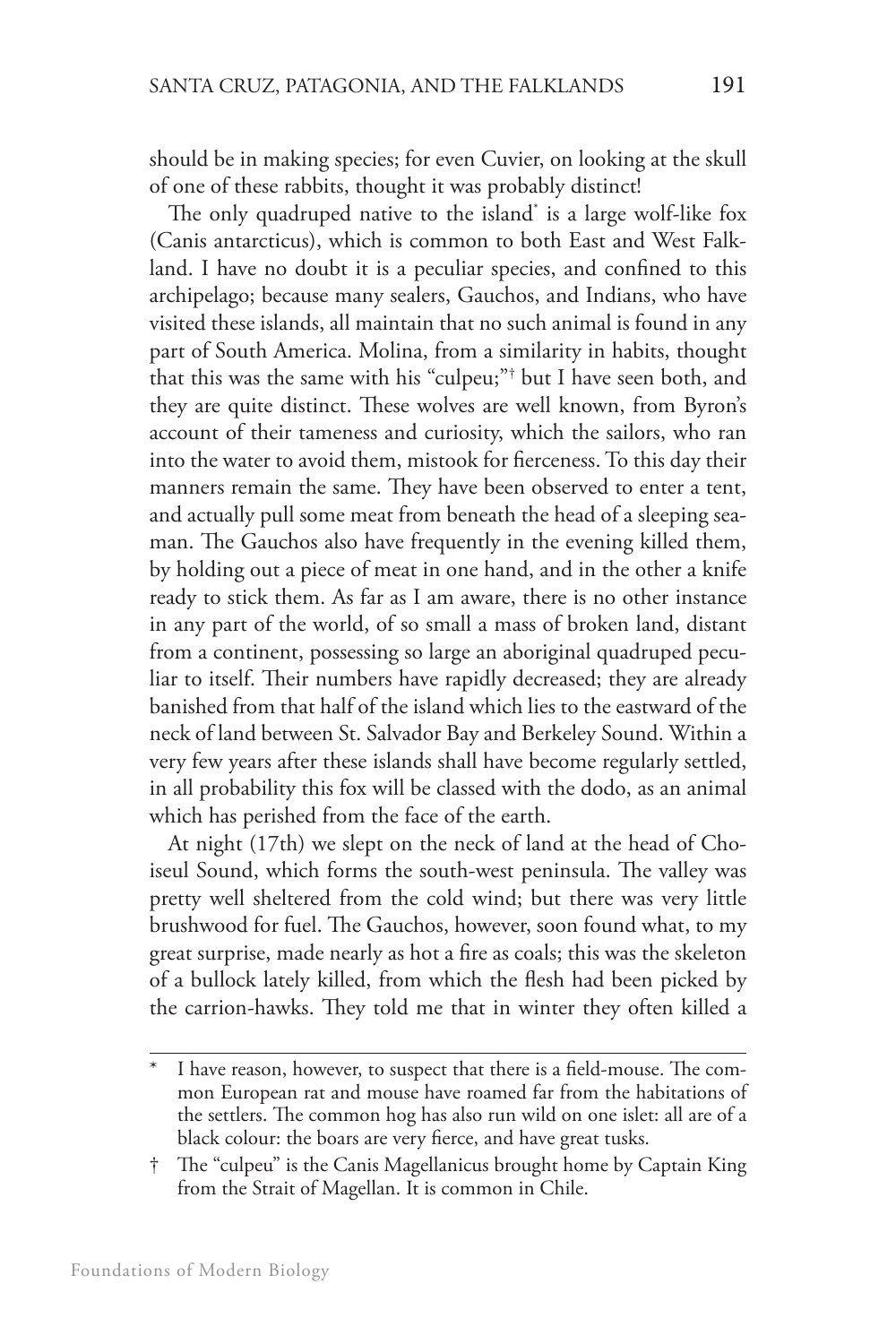should be in making species; for even Cuvier, on looking at the skull of one of these rabbits, thought it was probably distinct!

The only quadruped native to the island* is a large wolf-like fox (Canis antarcticus), which is common to both East and West Falkland. I have no doubt it is a peculiar species, and confined to this archipelago; because many sealers, Gauchos, and Indians, who have visited these islands, all maintain that no such animal is found in any part of South America. Molina, from a similarity in habits, thought that this was the same with his "culpeu;"† but I have seen both, and they are quite distinct. These wolves are well known, from Byron's account of their tameness and curiosity, which the sailors, who ran into the water to avoid them, mistook for fierceness. To this day their manners remain the same. They have been observed to enter a tent, and actually pull some meat from beneath the head of a sleeping seaman. The Gauchos also have frequently in the evening killed them, by holding out a piece of meat in one hand, and in the other a knife ready to stick them. As far as I am aware, there is no other instance in any part of the world, of so small a mass of broken land, distant from a continent, possessing so large an aboriginal quadruped peculiar to itself. Their numbers have rapidly decreased; they are already banished from that half of the island which lies to the eastward of the neck of land between St. Salvador Bay and Berkeley Sound. Within a very few years after these islands shall have become regularly settled, in all probability this fox will be classed with the dodo, as an animal which has perished from the face of the earth.

At night (17th) we slept on the neck of land at the head of Choiseul Sound, which forms the south-west peninsula. The valley was pretty well sheltered from the cold wind; but there was very little brushwood for fuel. The Gauchos, however, soon found what, to my great surprise, made nearly as hot a fire as coals; this was the skeleton of a bullock lately killed, from which the flesh had been picked by the carrion-hawks. They told me that in winter they often killed a

---

* I have reason, however, to suspect that there is a field-mouse. The common European rat and mouse have roamed far from the habitations of the settlers. The common hog has also run wild on one islet: all are of a black colour: the boars are very fierce, and have great tusks.

† The "culpeu" is the Canis Magellanicus brought home by Captain King from the Strait of Magellan. It is common in Chile.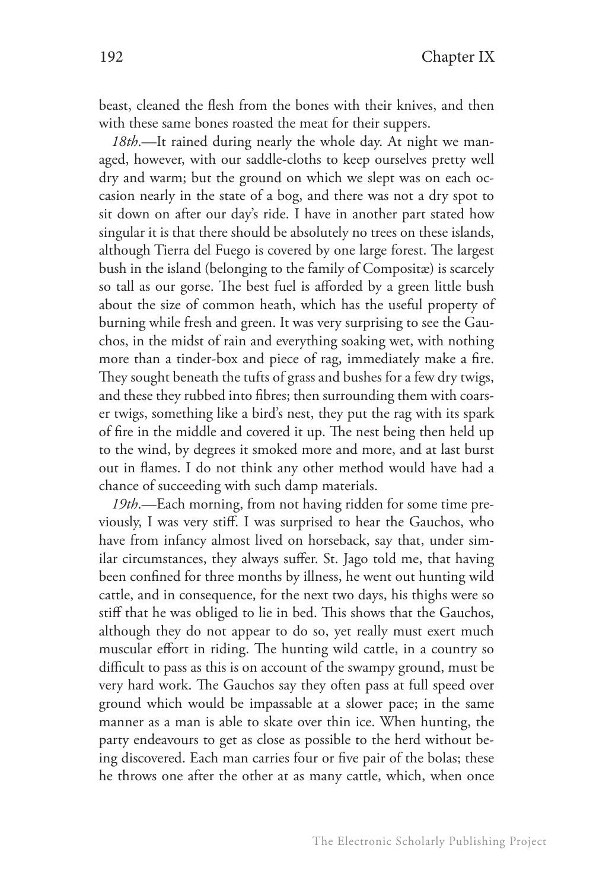beast, cleaned the flesh from the bones with their knives, and then with these same bones roasted the meat for their suppers.

*18th*.—It rained during nearly the whole day. At night we managed, however, with our saddle-cloths to keep ourselves pretty well dry and warm; but the ground on which we slept was on each occasion nearly in the state of a bog, and there was not a dry spot to sit down on after our day's ride. I have in another part stated how singular it is that there should be absolutely no trees on these islands, although Tierra del Fuego is covered by one large forest. The largest bush in the island (belonging to the family of Compositæ) is scarcely so tall as our gorse. The best fuel is afforded by a green little bush about the size of common heath, which has the useful property of burning while fresh and green. It was very surprising to see the Gauchos, in the midst of rain and everything soaking wet, with nothing more than a tinder-box and piece of rag, immediately make a fire. They sought beneath the tufts of grass and bushes for a few dry twigs, and these they rubbed into fibres; then surrounding them with coarser twigs, something like a bird's nest, they put the rag with its spark of fire in the middle and covered it up. The nest being then held up to the wind, by degrees it smoked more and more, and at last burst out in flames. I do not think any other method would have had a chance of succeeding with such damp materials.

*19th*.—Each morning, from not having ridden for some time previously, I was very stiff. I was surprised to hear the Gauchos, who have from infancy almost lived on horseback, say that, under similar circumstances, they always suffer. St. Jago told me, that having been confined for three months by illness, he went out hunting wild cattle, and in consequence, for the next two days, his thighs were so stiff that he was obliged to lie in bed. This shows that the Gauchos, although they do not appear to do so, yet really must exert much muscular effort in riding. The hunting wild cattle, in a country so difficult to pass as this is on account of the swampy ground, must be very hard work. The Gauchos say they often pass at full speed over ground which would be impassable at a slower pace; in the same manner as a man is able to skate over thin ice. When hunting, the party endeavours to get as close as possible to the herd without being discovered. Each man carries four or five pair of the bolas; these he throws one after the other at as many cattle, which, when once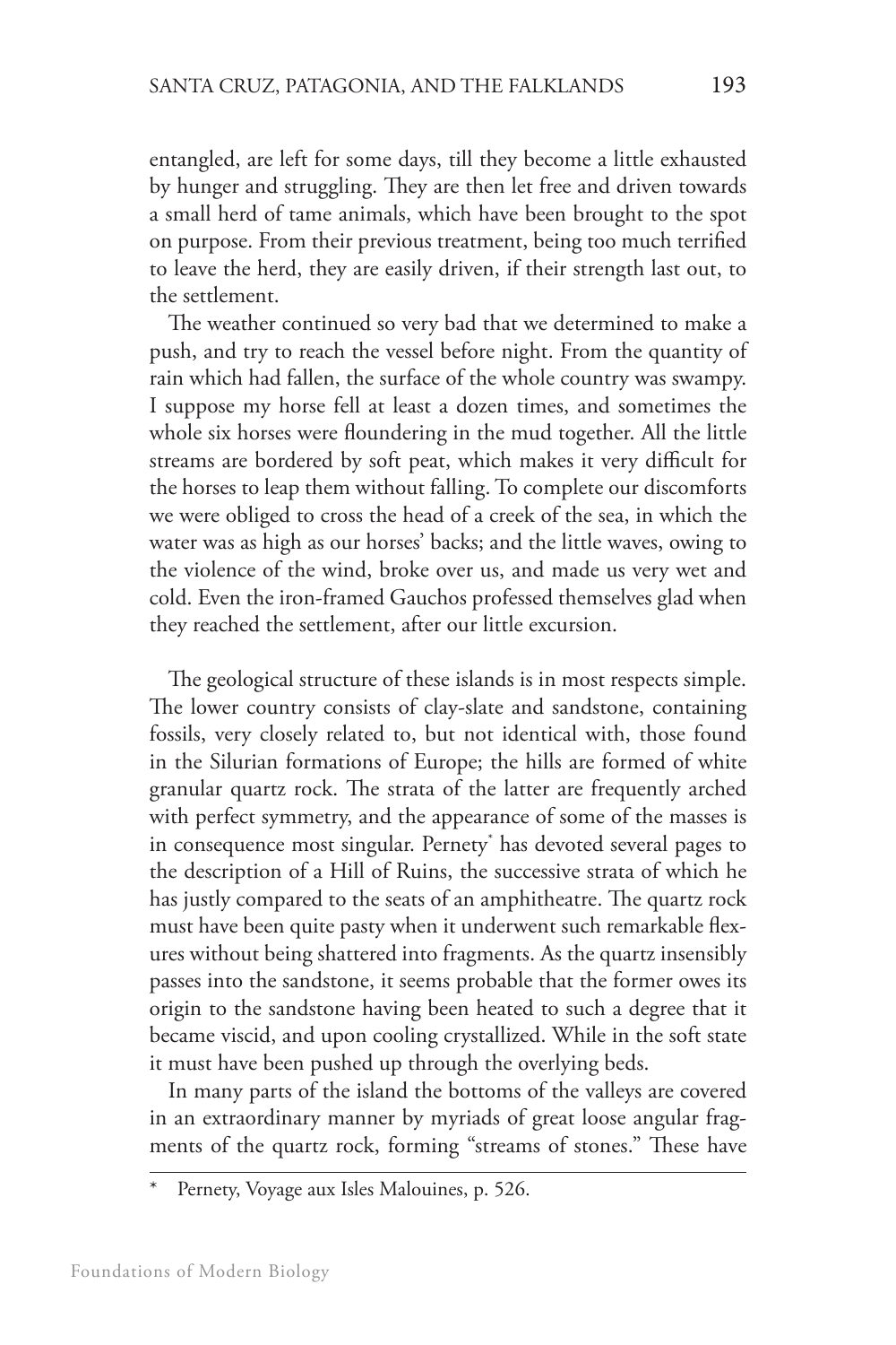entangled, are left for some days, till they become a little exhausted by hunger and struggling. They are then let free and driven towards a small herd of tame animals, which have been brought to the spot on purpose. From their previous treatment, being too much terrified to leave the herd, they are easily driven, if their strength last out, to the settlement.

The weather continued so very bad that we determined to make a push, and try to reach the vessel before night. From the quantity of rain which had fallen, the surface of the whole country was swampy. I suppose my horse fell at least a dozen times, and sometimes the whole six horses were floundering in the mud together. All the little streams are bordered by soft peat, which makes it very difficult for the horses to leap them without falling. To complete our discomforts we were obliged to cross the head of a creek of the sea, in which the water was as high as our horses' backs; and the little waves, owing to the violence of the wind, broke over us, and made us very wet and cold. Even the iron-framed Gauchos professed themselves glad when they reached the settlement, after our little excursion.

The geological structure of these islands is in most respects simple. The lower country consists of clay-slate and sandstone, containing fossils, very closely related to, but not identical with, those found in the Silurian formations of Europe; the hills are formed of white granular quartz rock. The strata of the latter are frequently arched with perfect symmetry, and the appearance of some of the masses is in consequence most singular. Pernety* has devoted several pages to the description of a Hill of Ruins, the successive strata of which he has justly compared to the seats of an amphitheatre. The quartz rock must have been quite pasty when it underwent such remarkable flexures without being shattered into fragments. As the quartz insensibly passes into the sandstone, it seems probable that the former owes its origin to the sandstone having been heated to such a degree that it became viscid, and upon cooling crystallized. While in the soft state it must have been pushed up through the overlying beds.

In many parts of the island the bottoms of the valleys are covered in an extraordinary manner by myriads of great loose angular fragments of the quartz rock, forming "streams of stones." These have

* Pernety, Voyage aux Isles Malouines, p. 526.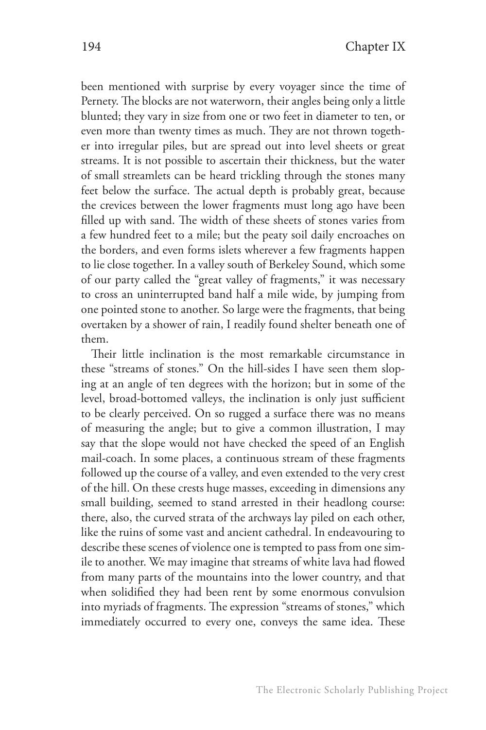been mentioned with surprise by every voyager since the time of Pernety. The blocks are not waterworn, their angles being only a little blunted; they vary in size from one or two feet in diameter to ten, or even more than twenty times as much. They are not thrown together into irregular piles, but are spread out into level sheets or great streams. It is not possible to ascertain their thickness, but the water of small streamlets can be heard trickling through the stones many feet below the surface. The actual depth is probably great, because the crevices between the lower fragments must long ago have been filled up with sand. The width of these sheets of stones varies from a few hundred feet to a mile; but the peaty soil daily encroaches on the borders, and even forms islets wherever a few fragments happen to lie close together. In a valley south of Berkeley Sound, which some of our party called the "great valley of fragments," it was necessary to cross an uninterrupted band half a mile wide, by jumping from one pointed stone to another. So large were the fragments, that being overtaken by a shower of rain, I readily found shelter beneath one of them.

Their little inclination is the most remarkable circumstance in these "streams of stones." On the hill-sides I have seen them sloping at an angle of ten degrees with the horizon; but in some of the level, broad-bottomed valleys, the inclination is only just sufficient to be clearly perceived. On so rugged a surface there was no means of measuring the angle; but to give a common illustration, I may say that the slope would not have checked the speed of an English mail-coach. In some places, a continuous stream of these fragments followed up the course of a valley, and even extended to the very crest of the hill. On these crests huge masses, exceeding in dimensions any small building, seemed to stand arrested in their headlong course: there, also, the curved strata of the archways lay piled on each other, like the ruins of some vast and ancient cathedral. In endeavouring to describe these scenes of violence one is tempted to pass from one simile to another. We may imagine that streams of white lava had flowed from many parts of the mountains into the lower country, and that when solidified they had been rent by some enormous convulsion into myriads of fragments. The expression "streams of stones," which immediately occurred to every one, conveys the same idea. These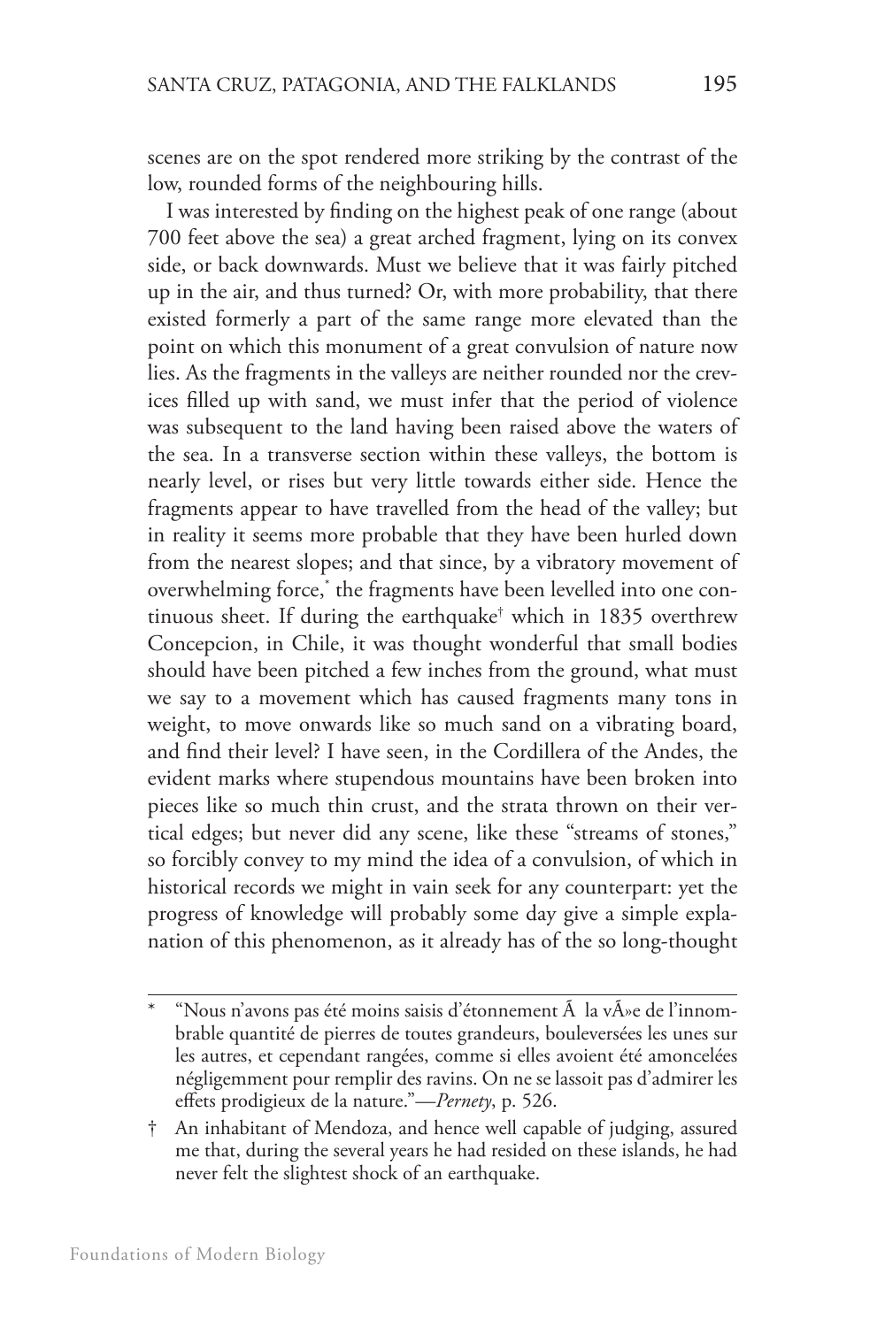scenes are on the spot rendered more striking by the contrast of the low, rounded forms of the neighbouring hills.

I was interested by finding on the highest peak of one range (about 700 feet above the sea) a great arched fragment, lying on its convex side, or back downwards. Must we believe that it was fairly pitched up in the air, and thus turned? Or, with more probability, that there existed formerly a part of the same range more elevated than the point on which this monument of a great convulsion of nature now lies. As the fragments in the valleys are neither rounded nor the crevices filled up with sand, we must infer that the period of violence was subsequent to the land having been raised above the waters of the sea. In a transverse section within these valleys, the bottom is nearly level, or rises but very little towards either side. Hence the fragments appear to have travelled from the head of the valley; but in reality it seems more probable that they have been hurled down from the nearest slopes; and that since, by a vibratory movement of overwhelming force,* the fragments have been levelled into one continuous sheet. If during the earthquake† which in 1835 overthrew Concepcion, in Chile, it was thought wonderful that small bodies should have been pitched a few inches from the ground, what must we say to a movement which has caused fragments many tons in weight, to move onwards like so much sand on a vibrating board, and find their level? I have seen, in the Cordillera of the Andes, the evident marks where stupendous mountains have been broken into pieces like so much thin crust, and the strata thrown on their vertical edges; but never did any scene, like these "streams of stones," so forcibly convey to my mind the idea of a convulsion, of which in historical records we might in vain seek for any counterpart: yet the progress of knowledge will probably some day give a simple explanation of this phenomenon, as it already has of the so long-thought

---

\* "Nous n'avons pas été moins saisis d'étonnement Ã  la vÃ»e de l'innombrable quantité de pierres de toutes grandeurs, bouleversées les unes sur les autres, et cependant rangées, comme si elles avoient été amoncelées négligemment pour remplir des ravins. On ne se lassoit pas d'admirer les effets prodigieux de la nature."—*Pernety*, p. 526.

† An inhabitant of Mendoza, and hence well capable of judging, assured me that, during the several years he had resided on these islands, he had never felt the slightest shock of an earthquake.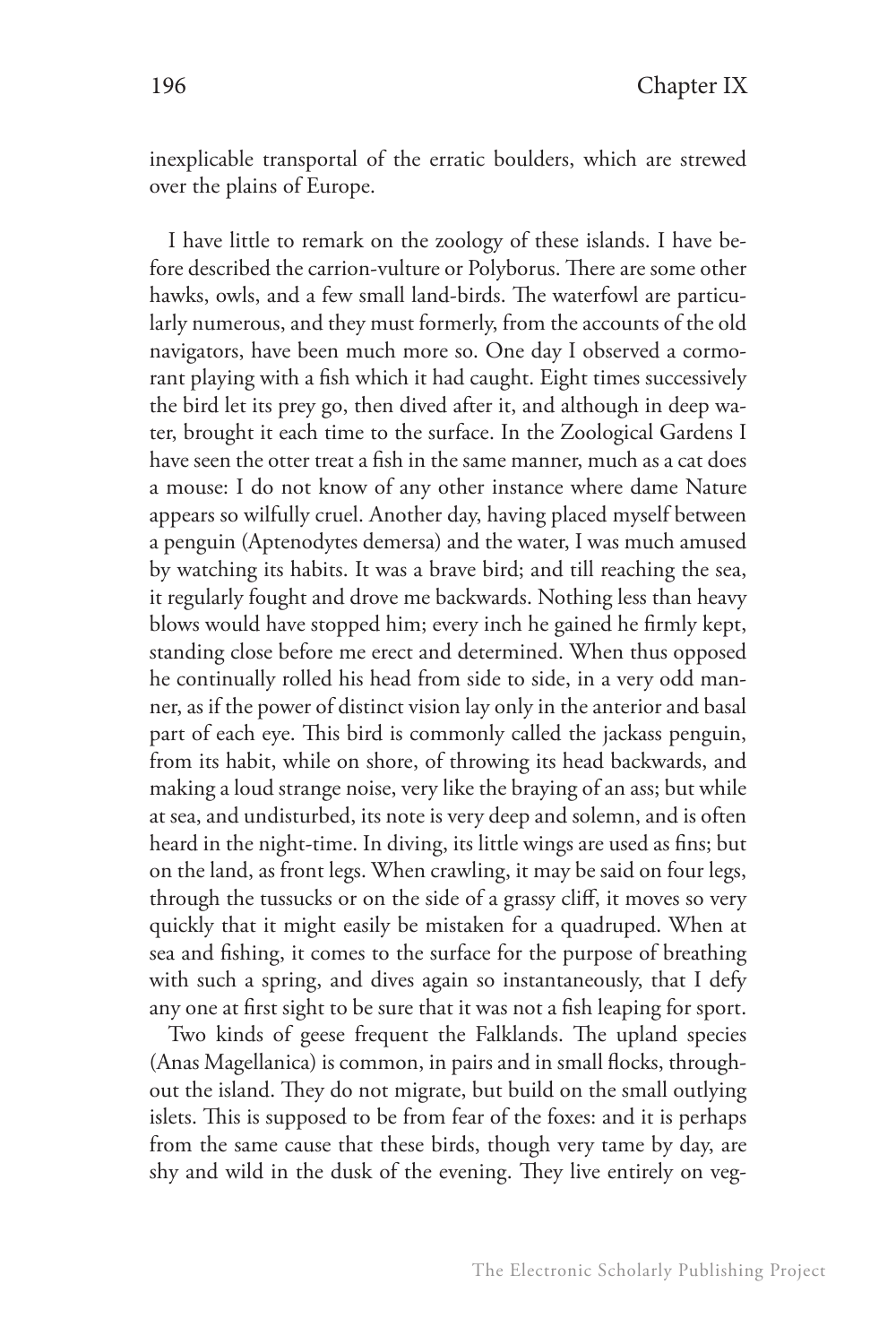inexplicable transportal of the erratic boulders, which are strewed over the plains of Europe.

I have little to remark on the zoology of these islands. I have before described the carrion-vulture or Polyborus. There are some other hawks, owls, and a few small land-birds. The waterfowl are particularly numerous, and they must formerly, from the accounts of the old navigators, have been much more so. One day I observed a cormorant playing with a fish which it had caught. Eight times successively the bird let its prey go, then dived after it, and although in deep water, brought it each time to the surface. In the Zoological Gardens I have seen the otter treat a fish in the same manner, much as a cat does a mouse: I do not know of any other instance where dame Nature appears so wilfully cruel. Another day, having placed myself between a penguin (Aptenodytes demersa) and the water, I was much amused by watching its habits. It was a brave bird; and till reaching the sea, it regularly fought and drove me backwards. Nothing less than heavy blows would have stopped him; every inch he gained he firmly kept, standing close before me erect and determined. When thus opposed he continually rolled his head from side to side, in a very odd manner, as if the power of distinct vision lay only in the anterior and basal part of each eye. This bird is commonly called the jackass penguin, from its habit, while on shore, of throwing its head backwards, and making a loud strange noise, very like the braying of an ass; but while at sea, and undisturbed, its note is very deep and solemn, and is often heard in the night-time. In diving, its little wings are used as fins; but on the land, as front legs. When crawling, it may be said on four legs, through the tussucks or on the side of a grassy cliff, it moves so very quickly that it might easily be mistaken for a quadruped. When at sea and fishing, it comes to the surface for the purpose of breathing with such a spring, and dives again so instantaneously, that I defy any one at first sight to be sure that it was not a fish leaping for sport.

Two kinds of geese frequent the Falklands. The upland species (Anas Magellanica) is common, in pairs and in small flocks, throughout the island. They do not migrate, but build on the small outlying islets. This is supposed to be from fear of the foxes: and it is perhaps from the same cause that these birds, though very tame by day, are shy and wild in the dusk of the evening. They live entirely on veg-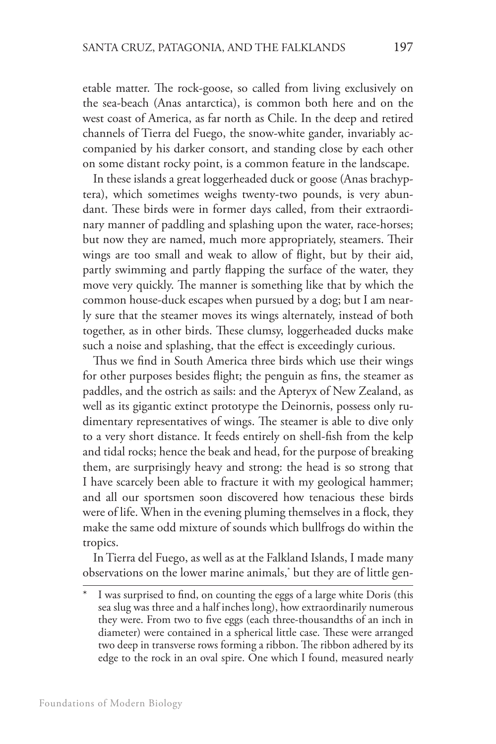etable matter. The rock-goose, so called from living exclusively on the sea-beach (Anas antarctica), is common both here and on the west coast of America, as far north as Chile. In the deep and retired channels of Tierra del Fuego, the snow-white gander, invariably accompanied by his darker consort, and standing close by each other on some distant rocky point, is a common feature in the landscape.

In these islands a great loggerheaded duck or goose (Anas brachyptera), which sometimes weighs twenty-two pounds, is very abundant. These birds were in former days called, from their extraordinary manner of paddling and splashing upon the water, race-horses; but now they are named, much more appropriately, steamers. Their wings are too small and weak to allow of flight, but by their aid, partly swimming and partly flapping the surface of the water, they move very quickly. The manner is something like that by which the common house-duck escapes when pursued by a dog; but I am nearly sure that the steamer moves its wings alternately, instead of both together, as in other birds. These clumsy, loggerheaded ducks make such a noise and splashing, that the effect is exceedingly curious.

Thus we find in South America three birds which use their wings for other purposes besides flight; the penguin as fins, the steamer as paddles, and the ostrich as sails: and the Apteryx of New Zealand, as well as its gigantic extinct prototype the Deinornis, possess only rudimentary representatives of wings. The steamer is able to dive only to a very short distance. It feeds entirely on shell-fish from the kelp and tidal rocks; hence the beak and head, for the purpose of breaking them, are surprisingly heavy and strong: the head is so strong that I have scarcely been able to fracture it with my geological hammer; and all our sportsmen soon discovered how tenacious these birds were of life. When in the evening pluming themselves in a flock, they make the same odd mixture of sounds which bullfrogs do within the tropics.

In Tierra del Fuego, as well as at the Falkland Islands, I made many observations on the lower marine animals,* but they are of little gen-

\* I was surprised to find, on counting the eggs of a large white Doris (this sea slug was three and a half inches long), how extraordinarily numerous they were. From two to five eggs (each three-thousandths of an inch in diameter) were contained in a spherical little case. These were arranged two deep in transverse rows forming a ribbon. The ribbon adhered by its edge to the rock in an oval spire. One which I found, measured nearly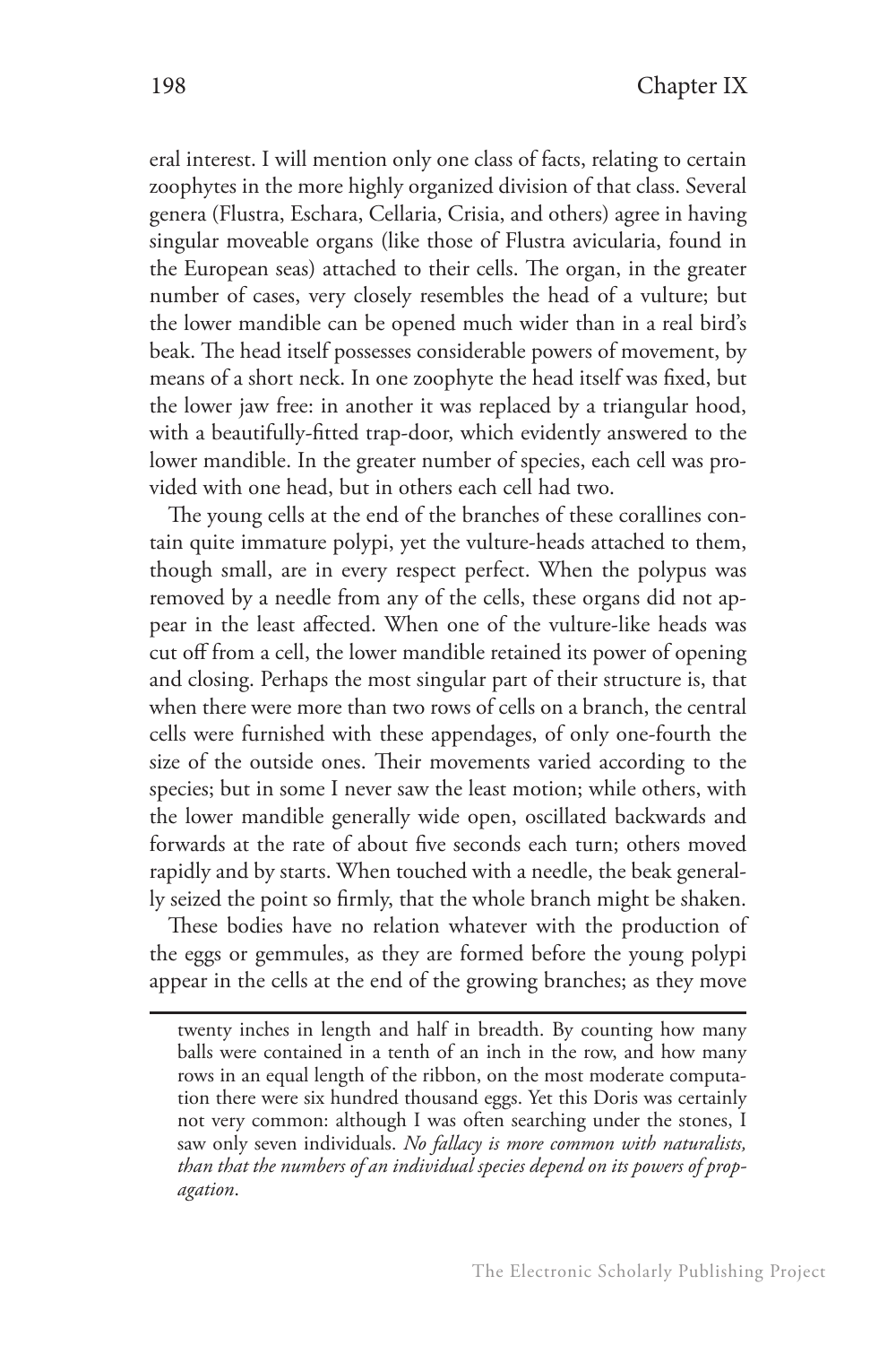eral interest. I will mention only one class of facts, relating to certain zoophytes in the more highly organized division of that class. Several genera (Flustra, Eschara, Cellaria, Crisia, and others) agree in having singular moveable organs (like those of Flustra avicularia, found in the European seas) attached to their cells. The organ, in the greater number of cases, very closely resembles the head of a vulture; but the lower mandible can be opened much wider than in a real bird's beak. The head itself possesses considerable powers of movement, by means of a short neck. In one zoophyte the head itself was fixed, but the lower jaw free: in another it was replaced by a triangular hood, with a beautifully-fitted trap-door, which evidently answered to the lower mandible. In the greater number of species, each cell was provided with one head, but in others each cell had two.

The young cells at the end of the branches of these corallines contain quite immature polypi, yet the vulture-heads attached to them, though small, are in every respect perfect. When the polypus was removed by a needle from any of the cells, these organs did not appear in the least affected. When one of the vulture-like heads was cut off from a cell, the lower mandible retained its power of opening and closing. Perhaps the most singular part of their structure is, that when there were more than two rows of cells on a branch, the central cells were furnished with these appendages, of only one-fourth the size of the outside ones. Their movements varied according to the species; but in some I never saw the least motion; while others, with the lower mandible generally wide open, oscillated backwards and forwards at the rate of about five seconds each turn; others moved rapidly and by starts. When touched with a needle, the beak generally seized the point so firmly, that the whole branch might be shaken.

These bodies have no relation whatever with the production of the eggs or gemmules, as they are formed before the young polypi appear in the cells at the end of the growing branches; as they move

---

twenty inches in length and half in breadth. By counting how many balls were contained in a tenth of an inch in the row, and how many rows in an equal length of the ribbon, on the most moderate computation there were six hundred thousand eggs. Yet this Doris was certainly not very common: although I was often searching under the stones, I saw only seven individuals. *No fallacy is more common with naturalists, than that the numbers of an individual species depend on its powers of propagation*.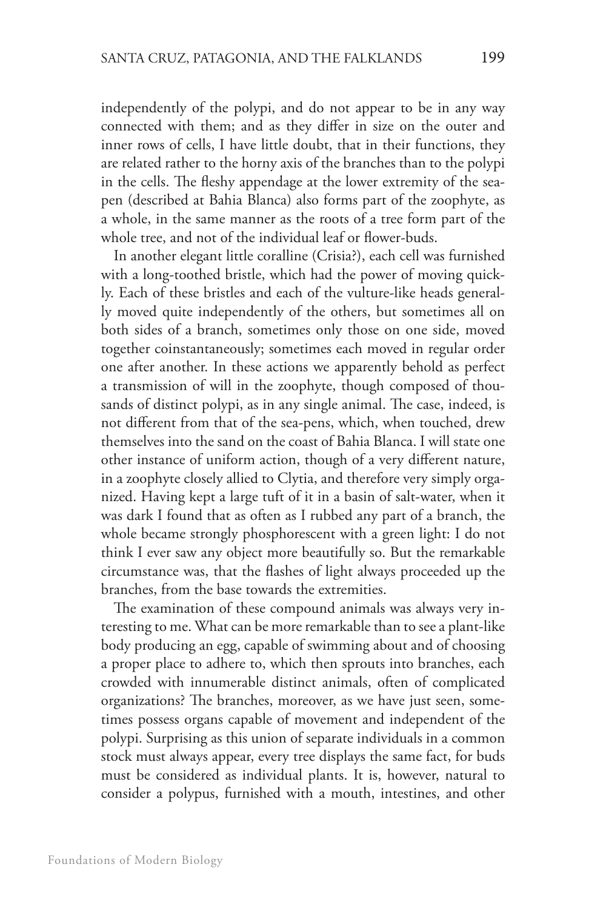independently of the polypi, and do not appear to be in any way connected with them; and as they differ in size on the outer and inner rows of cells, I have little doubt, that in their functions, they are related rather to the horny axis of the branches than to the polypi in the cells. The fleshy appendage at the lower extremity of the sea-pen (described at Bahia Blanca) also forms part of the zoophyte, as a whole, in the same manner as the roots of a tree form part of the whole tree, and not of the individual leaf or flower-buds.

In another elegant little coralline (Crisia?), each cell was furnished with a long-toothed bristle, which had the power of moving quickly. Each of these bristles and each of the vulture-like heads generally moved quite independently of the others, but sometimes all on both sides of a branch, sometimes only those on one side, moved together coinstantaneously; sometimes each moved in regular order one after another. In these actions we apparently behold as perfect a transmission of will in the zoophyte, though composed of thousands of distinct polypi, as in any single animal. The case, indeed, is not different from that of the sea-pens, which, when touched, drew themselves into the sand on the coast of Bahia Blanca. I will state one other instance of uniform action, though of a very different nature, in a zoophyte closely allied to Clytia, and therefore very simply organized. Having kept a large tuft of it in a basin of salt-water, when it was dark I found that as often as I rubbed any part of a branch, the whole became strongly phosphorescent with a green light: I do not think I ever saw any object more beautifully so. But the remarkable circumstance was, that the flashes of light always proceeded up the branches, from the base towards the extremities.

The examination of these compound animals was always very interesting to me. What can be more remarkable than to see a plant-like body producing an egg, capable of swimming about and of choosing a proper place to adhere to, which then sprouts into branches, each crowded with innumerable distinct animals, often of complicated organizations? The branches, moreover, as we have just seen, sometimes possess organs capable of movement and independent of the polypi. Surprising as this union of separate individuals in a common stock must always appear, every tree displays the same fact, for buds must be considered as individual plants. It is, however, natural to consider a polypus, furnished with a mouth, intestines, and other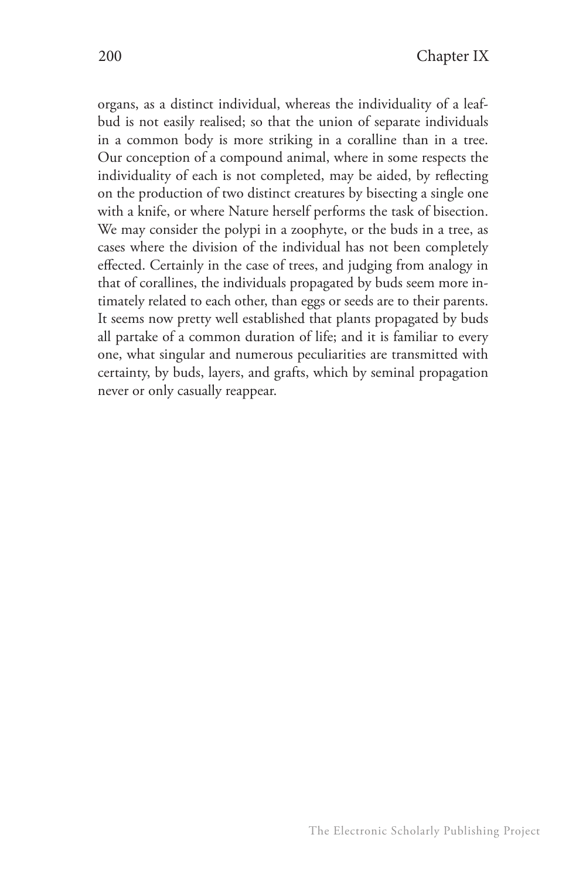organs, as a distinct individual, whereas the individuality of a leaf-bud is not easily realised; so that the union of separate individuals in a common body is more striking in a coralline than in a tree. Our conception of a compound animal, where in some respects the individuality of each is not completed, may be aided, by reflecting on the production of two distinct creatures by bisecting a single one with a knife, or where Nature herself performs the task of bisection. We may consider the polypi in a zoophyte, or the buds in a tree, as cases where the division of the individual has not been completely effected. Certainly in the case of trees, and judging from analogy in that of corallines, the individuals propagated by buds seem more intimately related to each other, than eggs or seeds are to their parents. It seems now pretty well established that plants propagated by buds all partake of a common duration of life; and it is familiar to every one, what singular and numerous peculiarities are transmitted with certainty, by buds, layers, and grafts, which by seminal propagation never or only casually reappear.